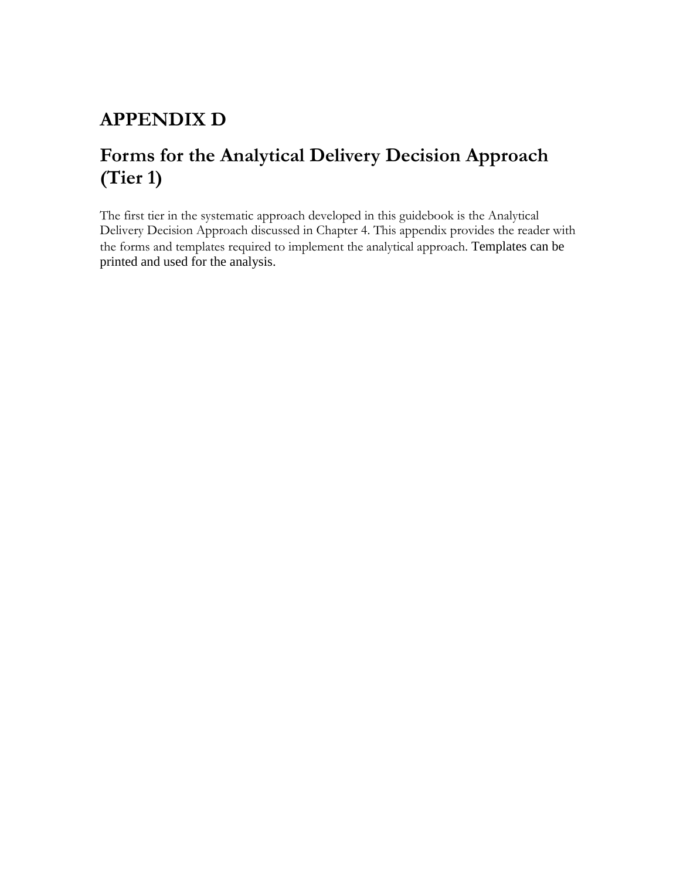# APPENDIX D

## Forms for the Analytical Delivery Decision Approach (Tier 1)

The first tier in the systematic approach developed in this guidebook is the Analytical Delivery Decision Approach discussed in Chapter 4. This appendix provides the reader with the forms and templates required to implement the analytical approach. Templates can be printed and used for the analysis.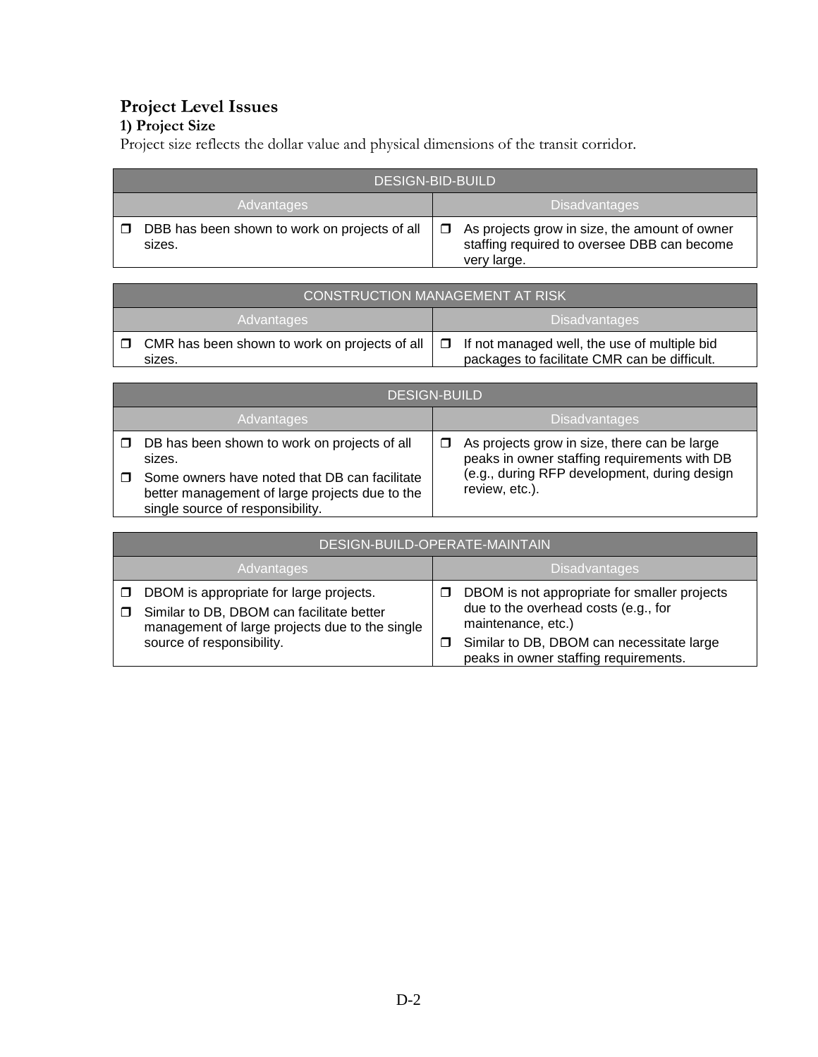# Project Level Issues

## 1) Project Size

Project size reflects the dollar value and physical dimensions of the transit corridor.

| DESIGN-BID-BUILD | |
|---|---|
| **Advantages** | **Disadvantages** |
| ❒ DBB has been shown to work on projects of all sizes. | ❒ As projects grow in size, the amount of owner staffing required to oversee DBB can become very large. |

| CONSTRUCTION MANAGEMENT AT RISK | |
|---|---|
| **Advantages** | **Disadvantages** |
| ❒ CMR has been shown to work on projects of all sizes. | ❒ If not managed well, the use of multiple bid packages to facilitate CMR can be difficult. |

| DESIGN-BUILD | |
|---|---|
| **Advantages** | **Disadvantages** |
| ❒ DB has been shown to work on projects of all sizes.<br>❒ Some owners have noted that DB can facilitate better management of large projects due to the single source of responsibility. | ❒ As projects grow in size, there can be large peaks in owner staffing requirements with DB (e.g., during RFP development, during design review, etc.). |

| DESIGN-BUILD-OPERATE-MAINTAIN | |
|---|---|
| **Advantages** | **Disadvantages** |
| ❒ DBOM is appropriate for large projects.<br>❒ Similar to DB, DBOM can facilitate better management of large projects due to the single source of responsibility. | ❒ DBOM is not appropriate for smaller projects due to the overhead costs (e.g., for maintenance, etc.)<br>❒ Similar to DB, DBOM can necessitate large peaks in owner staffing requirements. |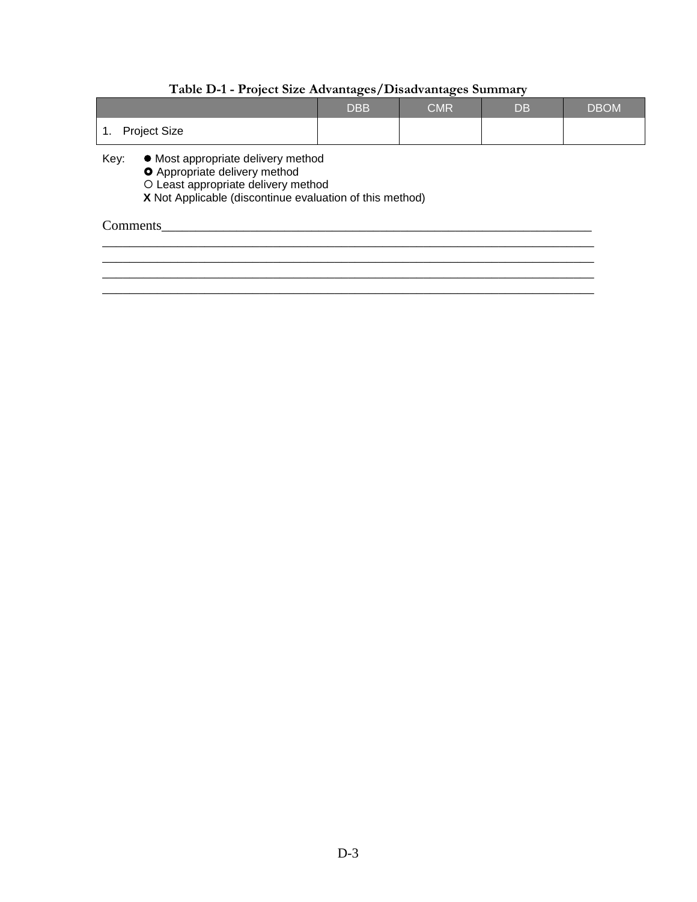**Table D-1 - Project Size Advantages/Disadvantages Summary**

| | DBB | CMR | DB | DBOM |
|---|---|---|---|---|
| 1. Project Size | | | | |

Key: ● Most appropriate delivery method
✪ Appropriate delivery method
○ Least appropriate delivery method
**X** Not Applicable (discontinue evaluation of this method)

Comments_______________________________________________________________
___________________________________________________________________________
___________________________________________________________________________
___________________________________________________________________________
___________________________________________________________________________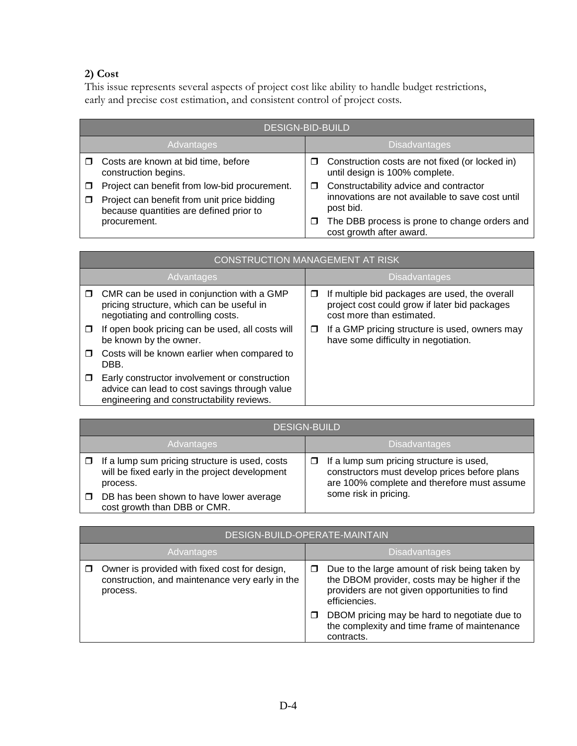**2) Cost**

This issue represents several aspects of project cost like ability to handle budget restrictions, early and precise cost estimation, and consistent control of project costs.

| DESIGN-BID-BUILD | |
|---|---|
| Advantages | Disadvantages |
| ❒ Costs are known at bid time, before construction begins.<br>❒ Project can benefit from low-bid procurement.<br>❒ Project can benefit from unit price bidding because quantities are defined prior to procurement. | ❒ Construction costs are not fixed (or locked in) until design is 100% complete.<br>❒ Constructability advice and contractor innovations are not available to save cost until post bid.<br>❒ The DBB process is prone to change orders and cost growth after award. |

| CONSTRUCTION MANAGEMENT AT RISK | |
|---|---|
| Advantages | Disadvantages |
| ❒ CMR can be used in conjunction with a GMP pricing structure, which can be useful in negotiating and controlling costs.<br>❒ If open book pricing can be used, all costs will be known by the owner.<br>❒ Costs will be known earlier when compared to DBB.<br>❒ Early constructor involvement or construction advice can lead to cost savings through value engineering and constructability reviews. | ❒ If multiple bid packages are used, the overall project cost could grow if later bid packages cost more than estimated.<br>❒ If a GMP pricing structure is used, owners may have some difficulty in negotiation. |

| DESIGN-BUILD | |
|---|---|
| Advantages | Disadvantages |
| ❒ If a lump sum pricing structure is used, costs will be fixed early in the project development process.<br>❒ DB has been shown to have lower average cost growth than DBB or CMR. | ❒ If a lump sum pricing structure is used, constructors must develop prices before plans are 100% complete and therefore must assume some risk in pricing. |

| DESIGN-BUILD-OPERATE-MAINTAIN | |
|---|---|
| Advantages | Disadvantages |
| ❒ Owner is provided with fixed cost for design, construction, and maintenance very early in the process. | ❒ Due to the large amount of risk being taken by the DBOM provider, costs may be higher if the providers are not given opportunities to find efficiencies.<br>❒ DBOM pricing may be hard to negotiate due to the complexity and time frame of maintenance contracts. |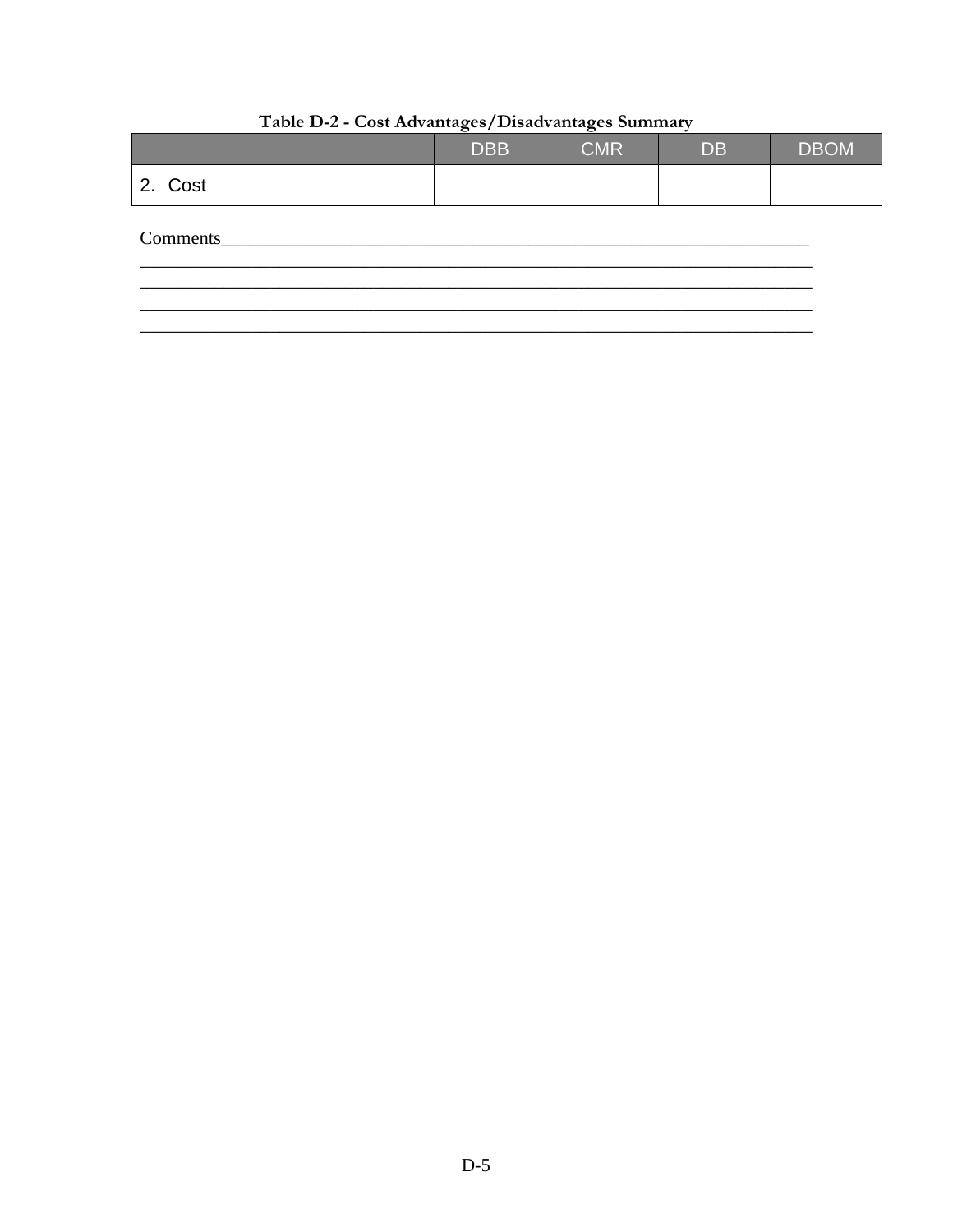**Table D-2 - Cost Advantages/Disadvantages Summary**

| | DBB | CMR | DB | DBOM |
|---|---|---|---|---|
| 2. Cost | | | | |

Comments\_\_\_\_\_\_\_\_\_\_\_\_\_\_\_\_\_\_\_\_\_\_\_\_\_\_\_\_\_\_\_\_\_\_\_\_\_\_\_\_\_\_\_\_\_\_\_\_\_\_\_\_\_\_\_\_\_\_\_\_\_\_\_\_
\_\_\_\_\_\_\_\_\_\_\_\_\_\_\_\_\_\_\_\_\_\_\_\_\_\_\_\_\_\_\_\_\_\_\_\_\_\_\_\_\_\_\_\_\_\_\_\_\_\_\_\_\_\_\_\_\_\_\_\_\_\_\_\_\_\_\_\_\_\_\_\_\_
\_\_\_\_\_\_\_\_\_\_\_\_\_\_\_\_\_\_\_\_\_\_\_\_\_\_\_\_\_\_\_\_\_\_\_\_\_\_\_\_\_\_\_\_\_\_\_\_\_\_\_\_\_\_\_\_\_\_\_\_\_\_\_\_\_\_\_\_\_\_\_\_\_
\_\_\_\_\_\_\_\_\_\_\_\_\_\_\_\_\_\_\_\_\_\_\_\_\_\_\_\_\_\_\_\_\_\_\_\_\_\_\_\_\_\_\_\_\_\_\_\_\_\_\_\_\_\_\_\_\_\_\_\_\_\_\_\_\_\_\_\_\_\_\_\_\_
\_\_\_\_\_\_\_\_\_\_\_\_\_\_\_\_\_\_\_\_\_\_\_\_\_\_\_\_\_\_\_\_\_\_\_\_\_\_\_\_\_\_\_\_\_\_\_\_\_\_\_\_\_\_\_\_\_\_\_\_\_\_\_\_\_\_\_\_\_\_\_\_\_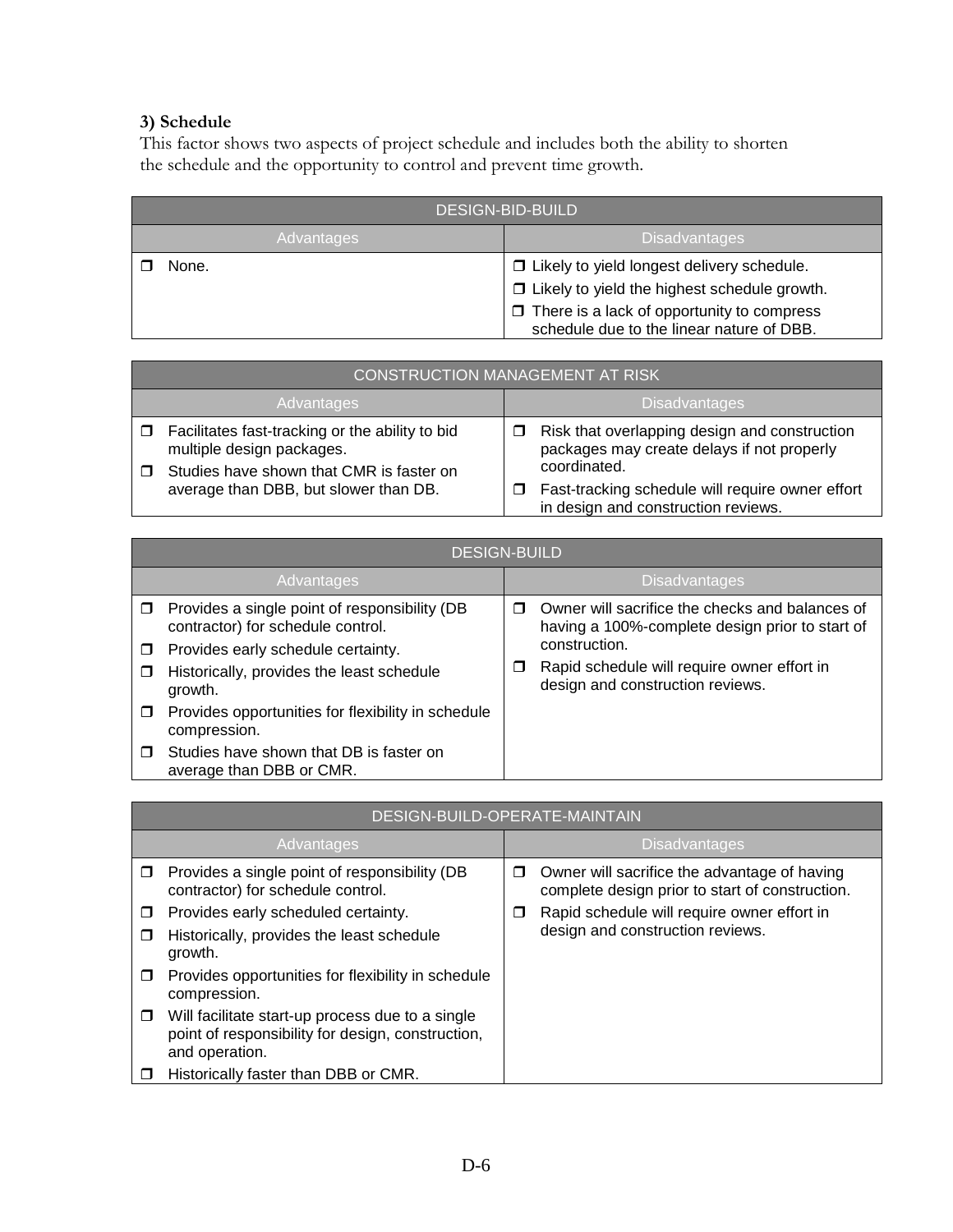### 3) Schedule

This factor shows two aspects of project schedule and includes both the ability to shorten the schedule and the opportunity to control and prevent time growth.

| DESIGN-BID-BUILD | |
|---|---|
| **Advantages** | **Disadvantages** |
| ❒ None. | ❒ Likely to yield longest delivery schedule.<br>❒ Likely to yield the highest schedule growth.<br>❒ There is a lack of opportunity to compress schedule due to the linear nature of DBB. |

| CONSTRUCTION MANAGEMENT AT RISK | |
|---|---|
| **Advantages** | **Disadvantages** |
| ❒ Facilitates fast-tracking or the ability to bid multiple design packages.<br>❒ Studies have shown that CMR is faster on average than DBB, but slower than DB. | ❒ Risk that overlapping design and construction packages may create delays if not properly coordinated.<br>❒ Fast-tracking schedule will require owner effort in design and construction reviews. |

| DESIGN-BUILD | |
|---|---|
| **Advantages** | **Disadvantages** |
| ❒ Provides a single point of responsibility (DB contractor) for schedule control.<br>❒ Provides early schedule certainty.<br>❒ Historically, provides the least schedule growth.<br>❒ Provides opportunities for flexibility in schedule compression.<br>❒ Studies have shown that DB is faster on average than DBB or CMR. | ❒ Owner will sacrifice the checks and balances of having a 100%-complete design prior to start of construction.<br>❒ Rapid schedule will require owner effort in design and construction reviews. |

| DESIGN-BUILD-OPERATE-MAINTAIN | |
|---|---|
| **Advantages** | **Disadvantages** |
| ❒ Provides a single point of responsibility (DB contractor) for schedule control.<br>❒ Provides early scheduled certainty.<br>❒ Historically, provides the least schedule growth.<br>❒ Provides opportunities for flexibility in schedule compression.<br>❒ Will facilitate start-up process due to a single point of responsibility for design, construction, and operation.<br>❒ Historically faster than DBB or CMR. | ❒ Owner will sacrifice the advantage of having complete design prior to start of construction.<br>❒ Rapid schedule will require owner effort in design and construction reviews. |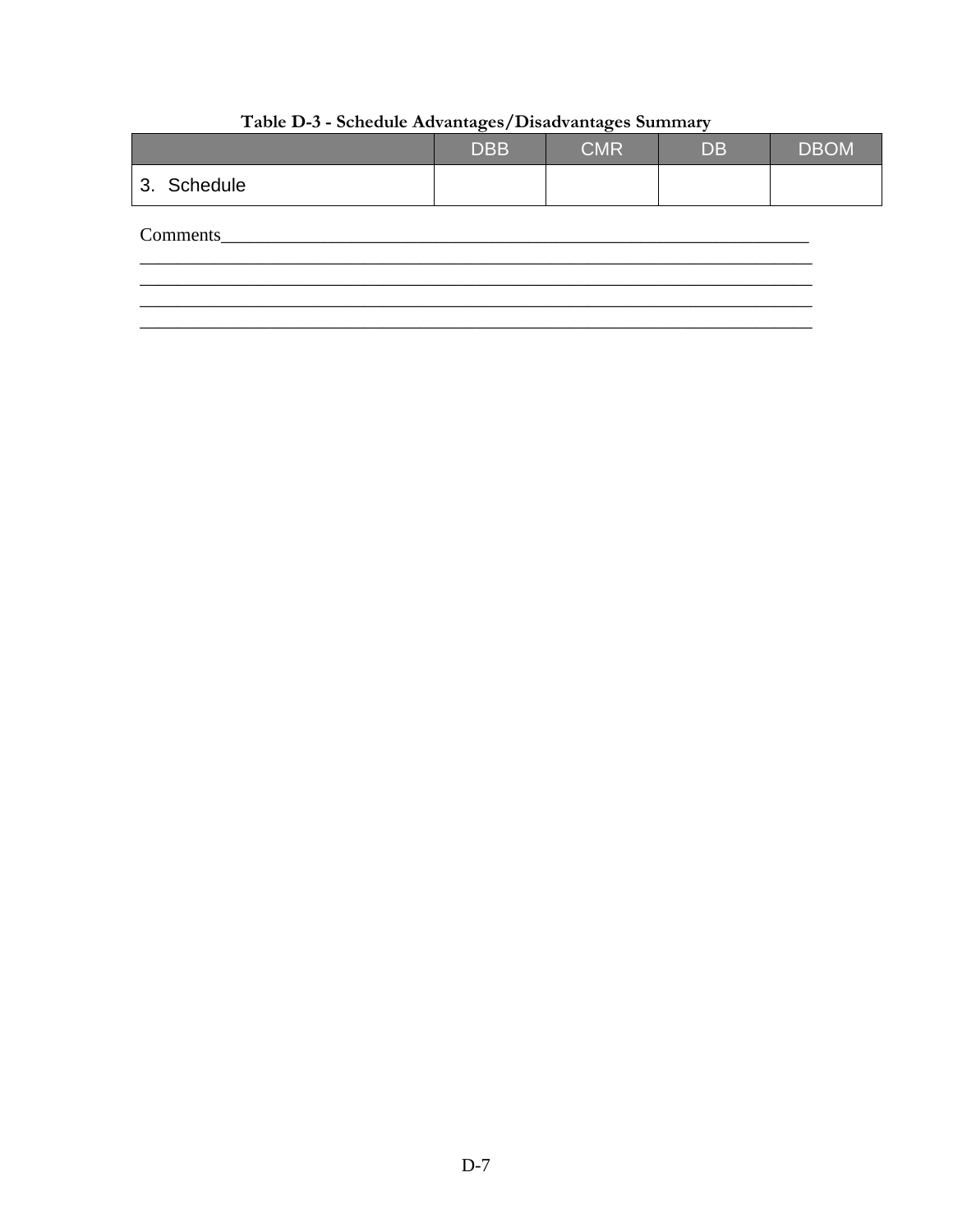**Table D-3 - Schedule Advantages/Disadvantages Summary**

| | DBB | CMR | DB | DBOM |
|---|---|---|---|---|
| 3. Schedule | | | | |

Comments_____________________________________________________________________
_____________________________________________________________________________
_____________________________________________________________________________
_____________________________________________________________________________
_____________________________________________________________________________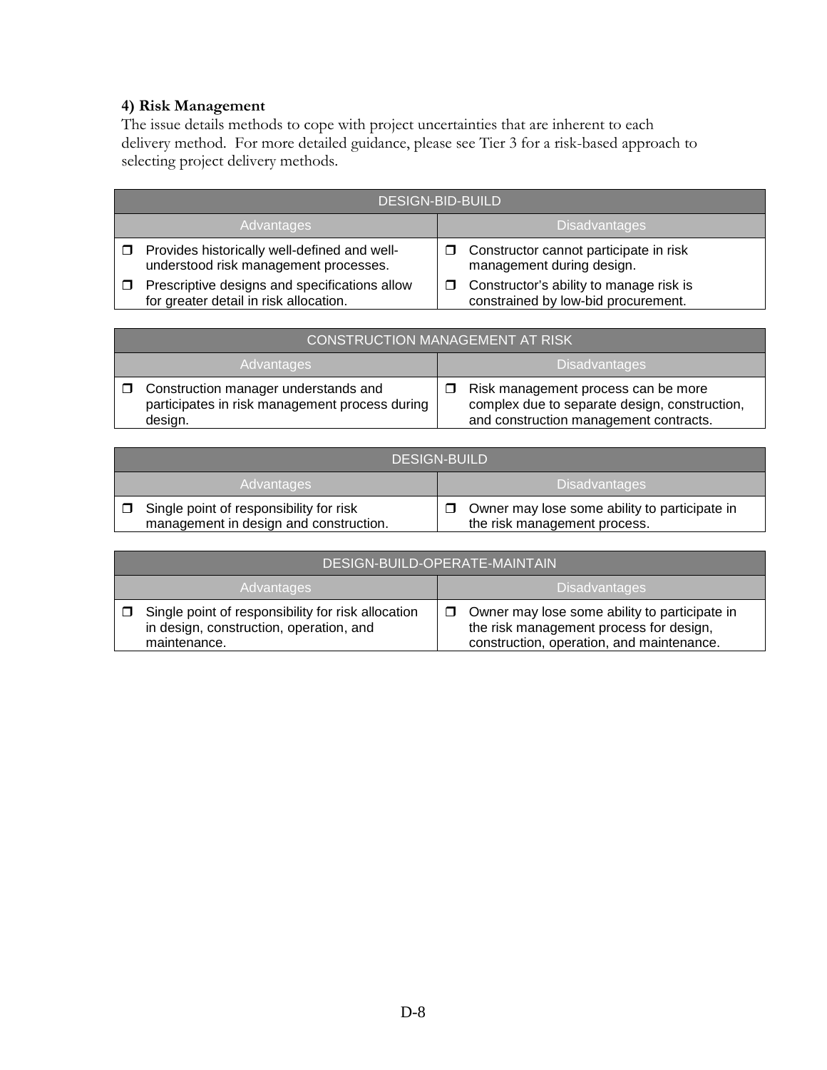### 4) Risk Management

The issue details methods to cope with project uncertainties that are inherent to each delivery method. For more detailed guidance, please see Tier 3 for a risk-based approach to selecting project delivery methods.

| DESIGN-BID-BUILD | |
|---|---|
| **Advantages** | **Disadvantages** |
| ❒ Provides historically well-defined and well-understood risk management processes.<br>❒ Prescriptive designs and specifications allow for greater detail in risk allocation. | ❒ Constructor cannot participate in risk management during design.<br>❒ Constructor's ability to manage risk is constrained by low-bid procurement. |

| CONSTRUCTION MANAGEMENT AT RISK | |
|---|---|
| **Advantages** | **Disadvantages** |
| ❒ Construction manager understands and participates in risk management process during design. | ❒ Risk management process can be more complex due to separate design, construction, and construction management contracts. |

| DESIGN-BUILD | |
|---|---|
| **Advantages** | **Disadvantages** |
| ❒ Single point of responsibility for risk management in design and construction. | ❒ Owner may lose some ability to participate in the risk management process. |

| DESIGN-BUILD-OPERATE-MAINTAIN | |
|---|---|
| **Advantages** | **Disadvantages** |
| ❒ Single point of responsibility for risk allocation in design, construction, operation, and maintenance. | ❒ Owner may lose some ability to participate in the risk management process for design, construction, operation, and maintenance. |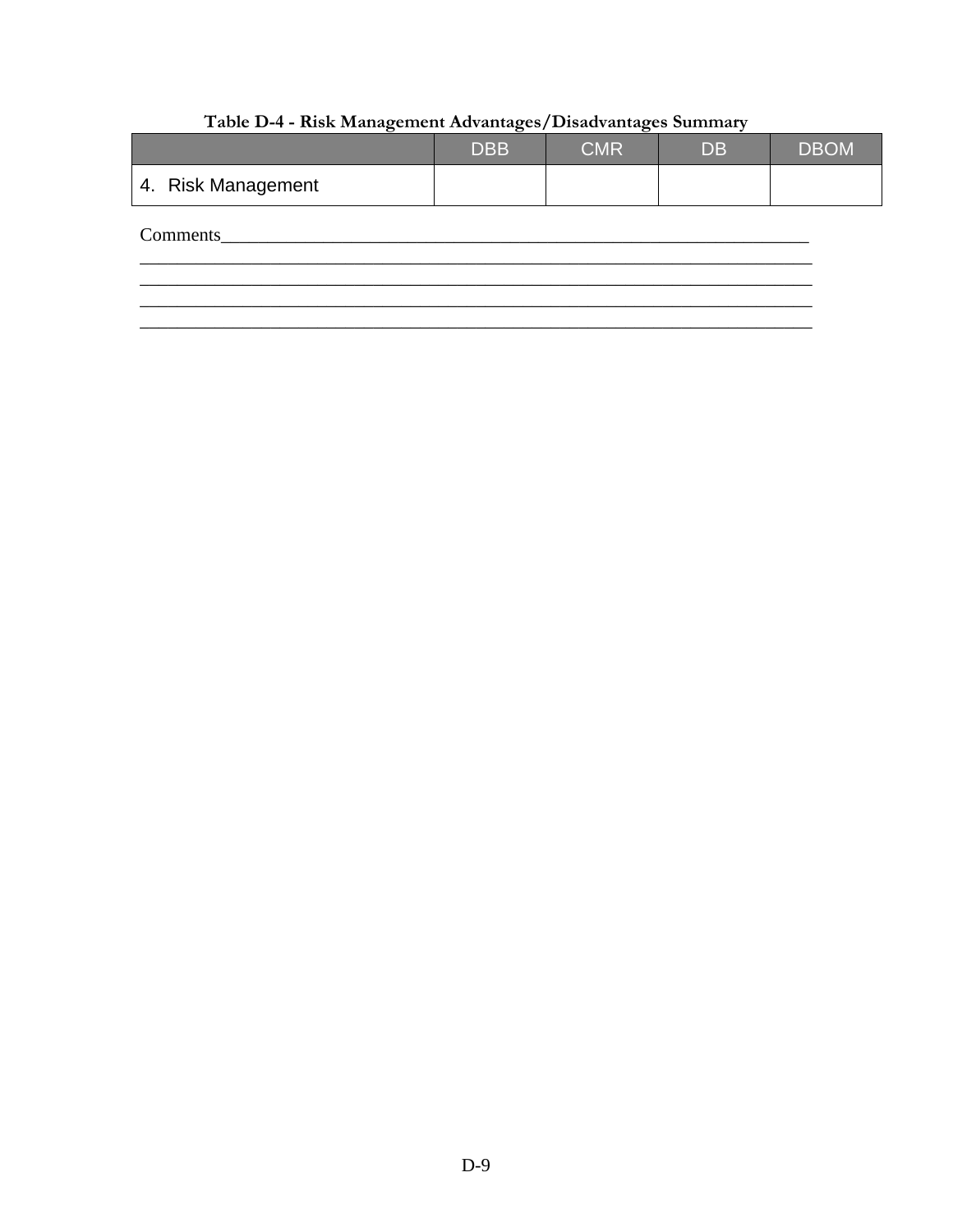**Table D-4 - Risk Management Advantages/Disadvantages Summary**

| | DBB | CMR | DB | DBOM |
|---|---|---|---|---|
| 4. Risk Management | | | | |

Comments_______________________________________________________________________
_______________________________________________________________________________
_______________________________________________________________________________
_______________________________________________________________________________
_______________________________________________________________________________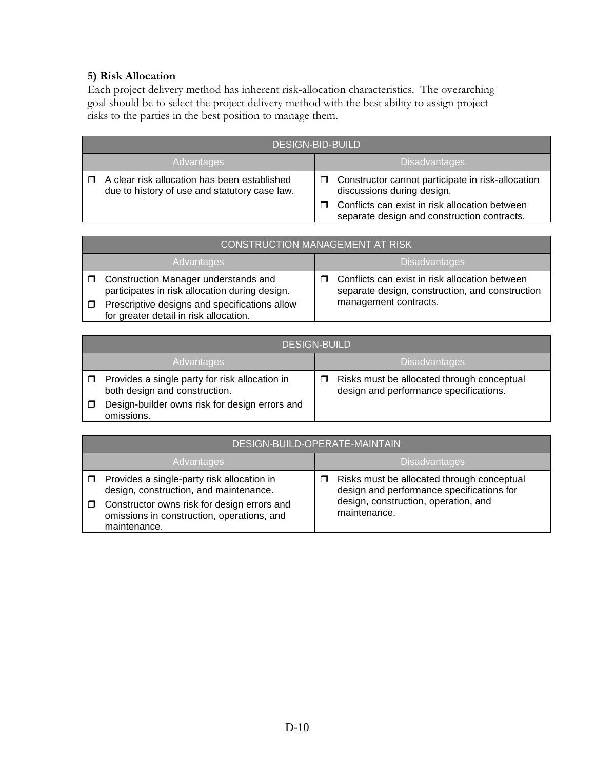**5) Risk Allocation**

Each project delivery method has inherent risk-allocation characteristics. The overarching goal should be to select the project delivery method with the best ability to assign project risks to the parties in the best position to manage them.

| DESIGN-BID-BUILD | |
|---|---|
| Advantages | Disadvantages |
| ❒ A clear risk allocation has been established due to history of use and statutory case law. | ❒ Constructor cannot participate in risk-allocation discussions during design.<br>❒ Conflicts can exist in risk allocation between separate design and construction contracts. |

| CONSTRUCTION MANAGEMENT AT RISK | |
|---|---|
| Advantages | Disadvantages |
| ❒ Construction Manager understands and participates in risk allocation during design.<br>❒ Prescriptive designs and specifications allow for greater detail in risk allocation. | ❒ Conflicts can exist in risk allocation between separate design, construction, and construction management contracts. |

| DESIGN-BUILD | |
|---|---|
| Advantages | Disadvantages |
| ❒ Provides a single party for risk allocation in both design and construction.<br>❒ Design-builder owns risk for design errors and omissions. | ❒ Risks must be allocated through conceptual design and performance specifications. |

| DESIGN-BUILD-OPERATE-MAINTAIN | |
|---|---|
| Advantages | Disadvantages |
| ❒ Provides a single-party risk allocation in design, construction, and maintenance.<br>❒ Constructor owns risk for design errors and omissions in construction, operations, and maintenance. | ❒ Risks must be allocated through conceptual design and performance specifications for design, construction, operation, and maintenance. |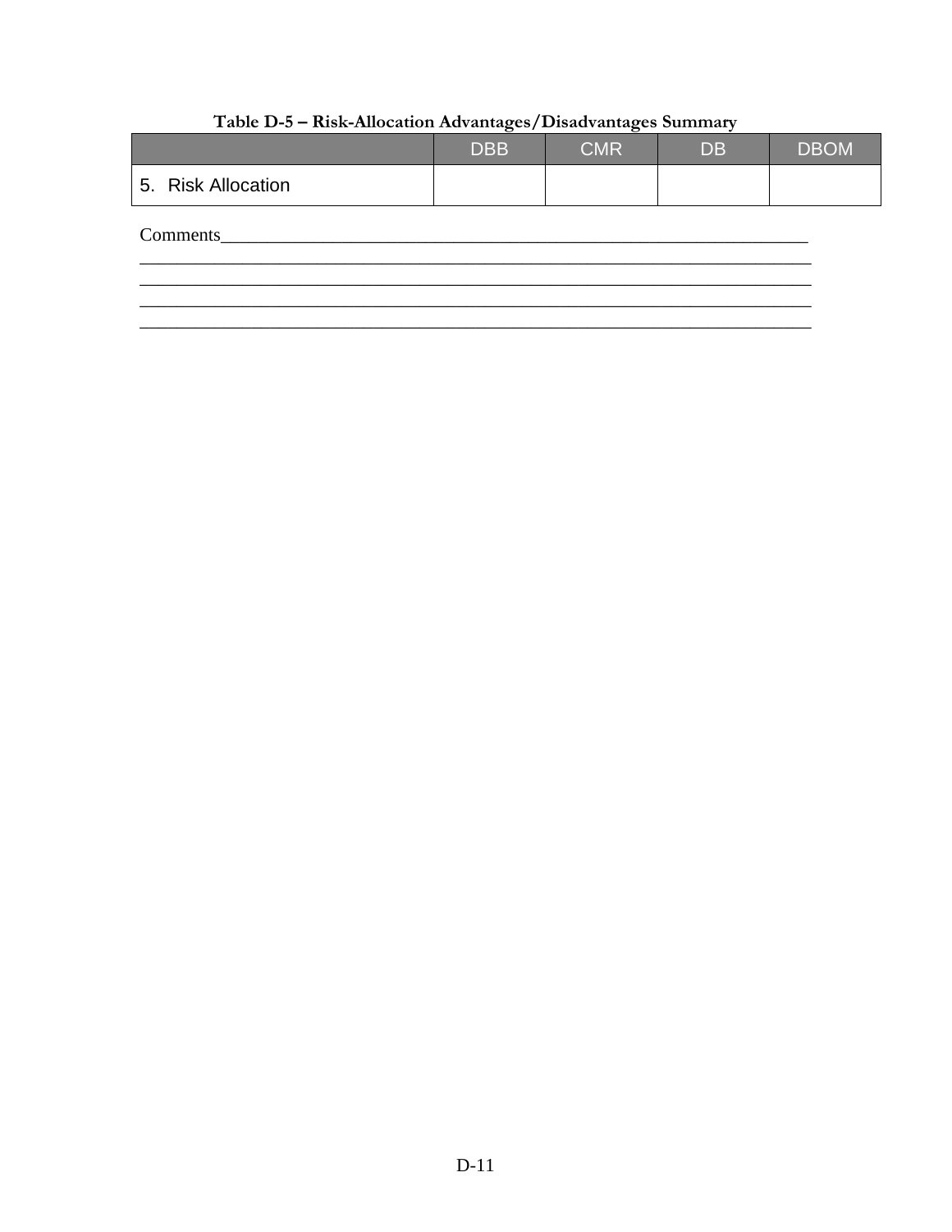**Table D-5 – Risk-Allocation Advantages/Disadvantages Summary**

| | DBB | CMR | DB | DBOM |
|---|---|---|---|---|
| 5. Risk Allocation | | | | |

Comments_____________________________________________________________________
_____________________________________________________________________________
_____________________________________________________________________________
_____________________________________________________________________________
_____________________________________________________________________________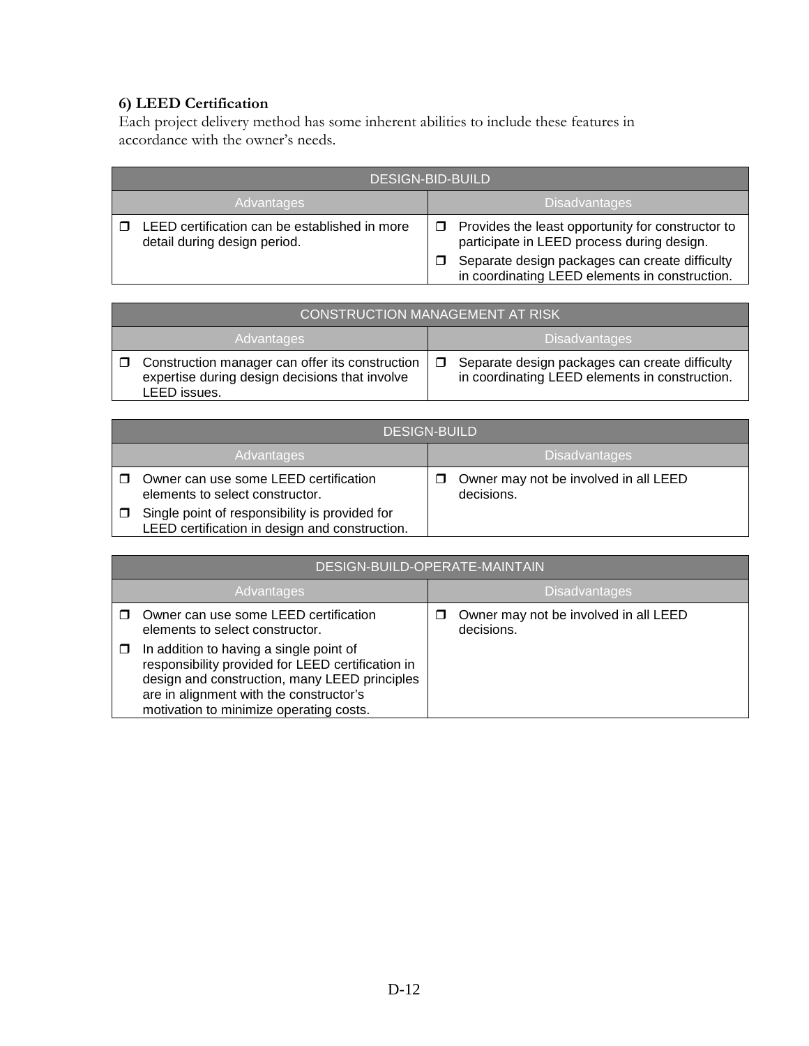### 6) LEED Certification

Each project delivery method has some inherent abilities to include these features in accordance with the owner's needs.

| DESIGN-BID-BUILD | |
|---|---|
| **Advantages** | **Disadvantages** |
| ❒ LEED certification can be established in more detail during design period. | ❒ Provides the least opportunity for constructor to participate in LEED process during design.<br>❒ Separate design packages can create difficulty in coordinating LEED elements in construction. |

| CONSTRUCTION MANAGEMENT AT RISK | |
|---|---|
| **Advantages** | **Disadvantages** |
| ❒ Construction manager can offer its construction expertise during design decisions that involve LEED issues. | ❒ Separate design packages can create difficulty in coordinating LEED elements in construction. |

| DESIGN-BUILD | |
|---|---|
| **Advantages** | **Disadvantages** |
| ❒ Owner can use some LEED certification elements to select constructor.<br>❒ Single point of responsibility is provided for LEED certification in design and construction. | ❒ Owner may not be involved in all LEED decisions. |

| DESIGN-BUILD-OPERATE-MAINTAIN | |
|---|---|
| **Advantages** | **Disadvantages** |
| ❒ Owner can use some LEED certification elements to select constructor.<br>❒ In addition to having a single point of responsibility provided for LEED certification in design and construction, many LEED principles are in alignment with the constructor's motivation to minimize operating costs. | ❒ Owner may not be involved in all LEED decisions. |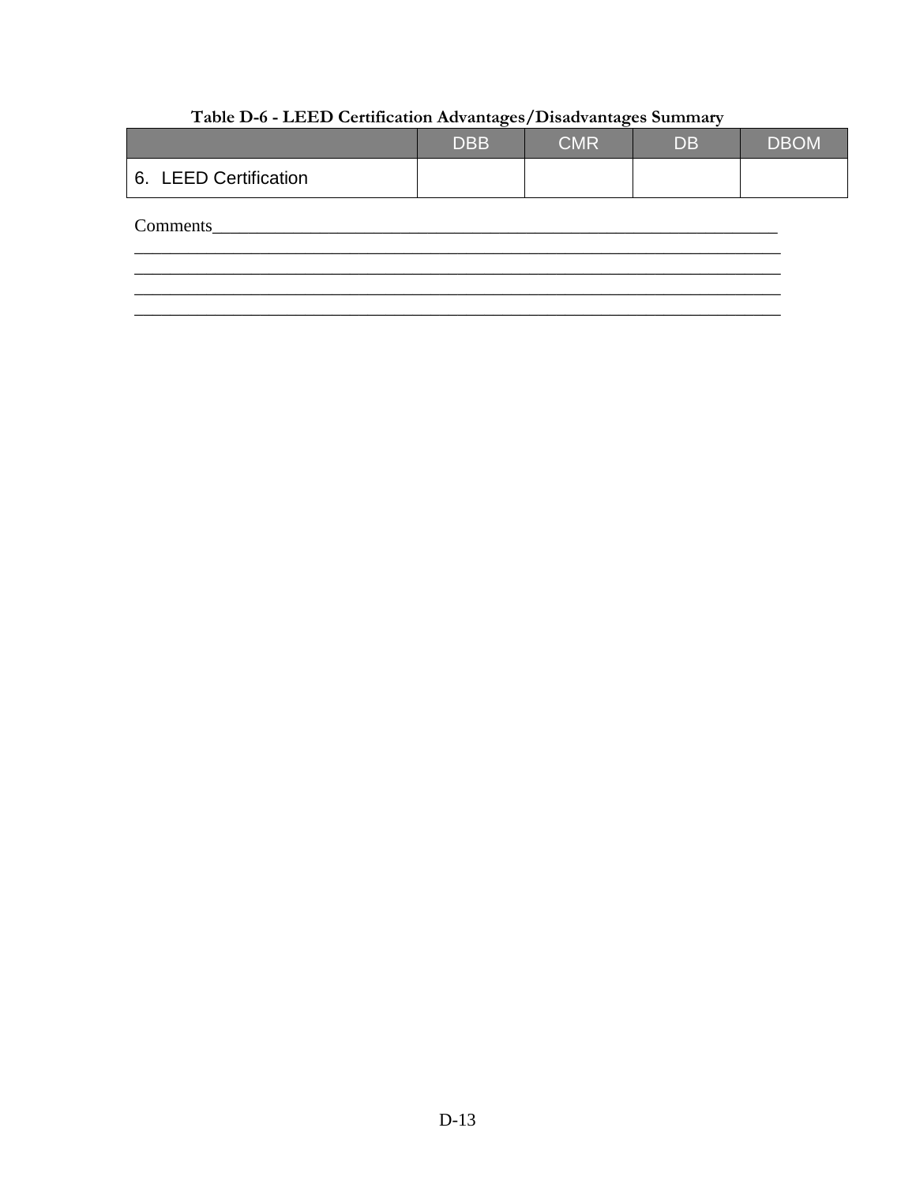**Table D-6 - LEED Certification Advantages/Disadvantages Summary**

| | DBB | CMR | DB | DBOM |
|---|---|---|---|---|
| 6. LEED Certification | | | | |

Comments_____________________________________________________________________
__________________________________________________________________________
__________________________________________________________________________
__________________________________________________________________________
__________________________________________________________________________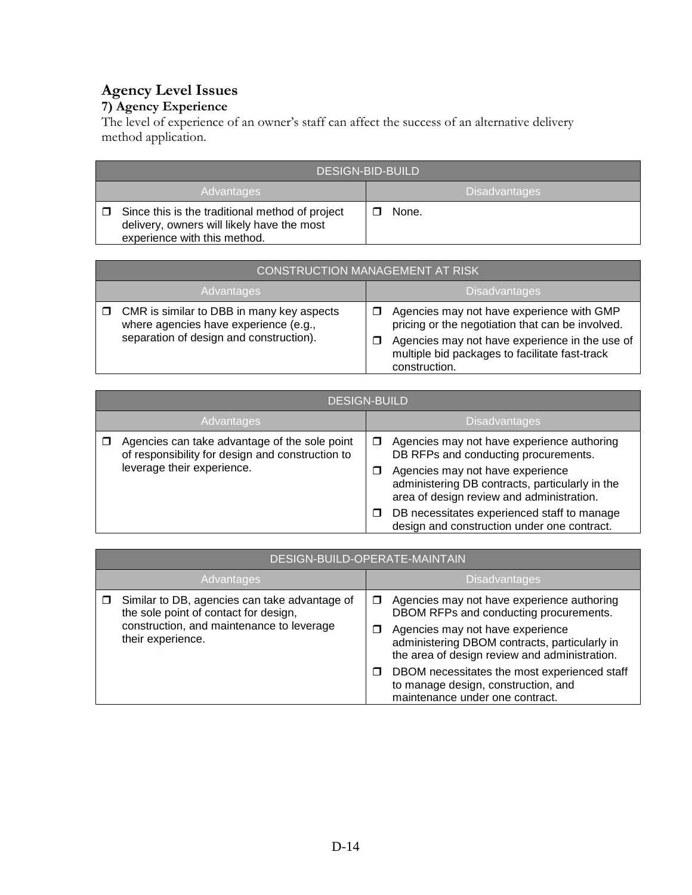## Agency Level Issues

### 7) Agency Experience

The level of experience of an owner's staff can affect the success of an alternative delivery method application.

| DESIGN-BID-BUILD | |
|---|---|
| **Advantages** | **Disadvantages** |
| ❒ Since this is the traditional method of project delivery, owners will likely have the most experience with this method. | ❒ None. |

| CONSTRUCTION MANAGEMENT AT RISK | |
|---|---|
| **Advantages** | **Disadvantages** |
| ❒ CMR is similar to DBB in many key aspects where agencies have experience (e.g., separation of design and construction). | ❒ Agencies may not have experience with GMP pricing or the negotiation that can be involved.<br>❒ Agencies may not have experience in the use of multiple bid packages to facilitate fast-track construction. |

| DESIGN-BUILD | |
|---|---|
| **Advantages** | **Disadvantages** |
| ❒ Agencies can take advantage of the sole point of responsibility for design and construction to leverage their experience. | ❒ Agencies may not have experience authoring DB RFPs and conducting procurements.<br>❒ Agencies may not have experience administering DB contracts, particularly in the area of design review and administration.<br>❒ DB necessitates experienced staff to manage design and construction under one contract. |

| DESIGN-BUILD-OPERATE-MAINTAIN | |
|---|---|
| **Advantages** | **Disadvantages** |
| ❒ Similar to DB, agencies can take advantage of the sole point of contact for design, construction, and maintenance to leverage their experience. | ❒ Agencies may not have experience authoring DBOM RFPs and conducting procurements.<br>❒ Agencies may not have experience administering DBOM contracts, particularly in the area of design review and administration.<br>❒ DBOM necessitates the most experienced staff to manage design, construction, and maintenance under one contract. |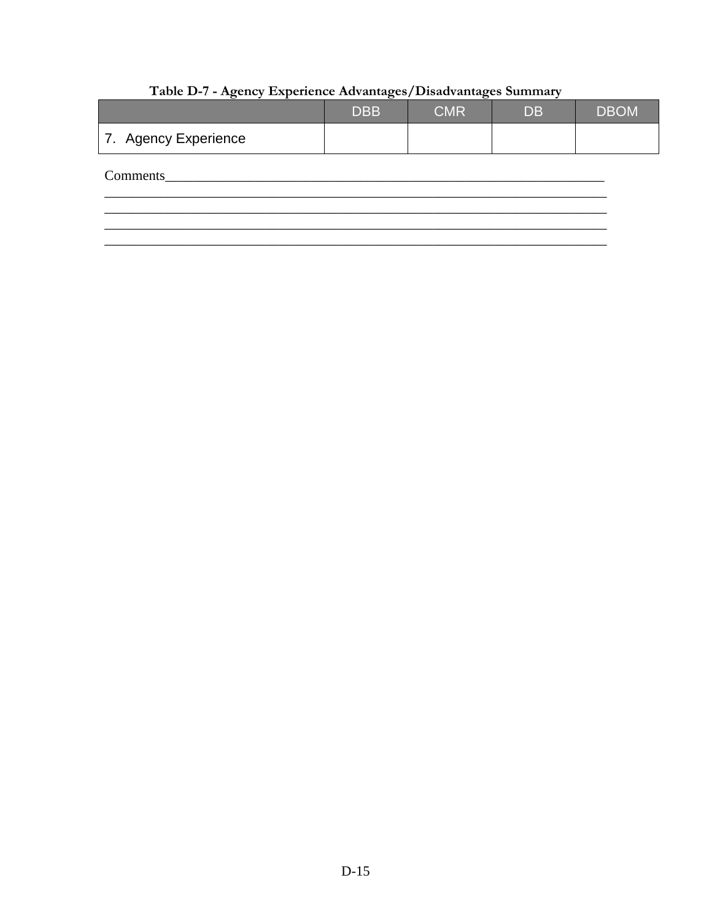**Table D-7 - Agency Experience Advantages/Disadvantages Summary**

| | DBB | CMR | DB | DBOM |
|---|---|---|---|---|
| 7. Agency Experience | | | | |

Comments____________________________________________________________________
____________________________________________________________________________
____________________________________________________________________________
____________________________________________________________________________
____________________________________________________________________________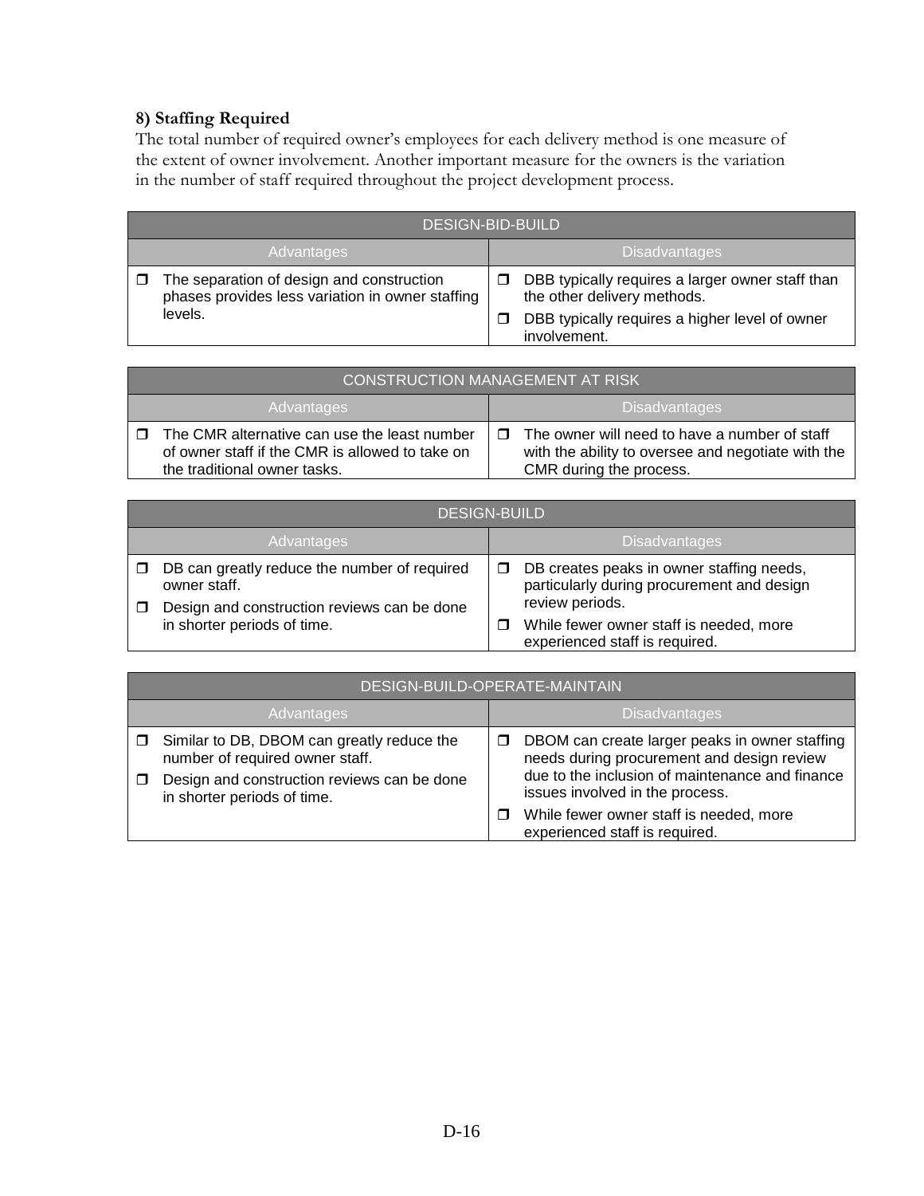### 8) Staffing Required

The total number of required owner's employees for each delivery method is one measure of the extent of owner involvement. Another important measure for the owners is the variation in the number of staff required throughout the project development process.

| DESIGN-BID-BUILD | |
|---|---|
| **Advantages** | **Disadvantages** |
| ❒ The separation of design and construction phases provides less variation in owner staffing levels. | ❒ DBB typically requires a larger owner staff than the other delivery methods.<br>❒ DBB typically requires a higher level of owner involvement. |

| CONSTRUCTION MANAGEMENT AT RISK | |
|---|---|
| **Advantages** | **Disadvantages** |
| ❒ The CMR alternative can use the least number of owner staff if the CMR is allowed to take on the traditional owner tasks. | ❒ The owner will need to have a number of staff with the ability to oversee and negotiate with the CMR during the process. |

| DESIGN-BUILD | |
|---|---|
| **Advantages** | **Disadvantages** |
| ❒ DB can greatly reduce the number of required owner staff.<br>❒ Design and construction reviews can be done in shorter periods of time. | ❒ DB creates peaks in owner staffing needs, particularly during procurement and design review periods.<br>❒ While fewer owner staff is needed, more experienced staff is required. |

| DESIGN-BUILD-OPERATE-MAINTAIN | |
|---|---|
| **Advantages** | **Disadvantages** |
| ❒ Similar to DB, DBOM can greatly reduce the number of required owner staff.<br>❒ Design and construction reviews can be done in shorter periods of time. | ❒ DBOM can create larger peaks in owner staffing needs during procurement and design review due to the inclusion of maintenance and finance issues involved in the process.<br>❒ While fewer owner staff is needed, more experienced staff is required. |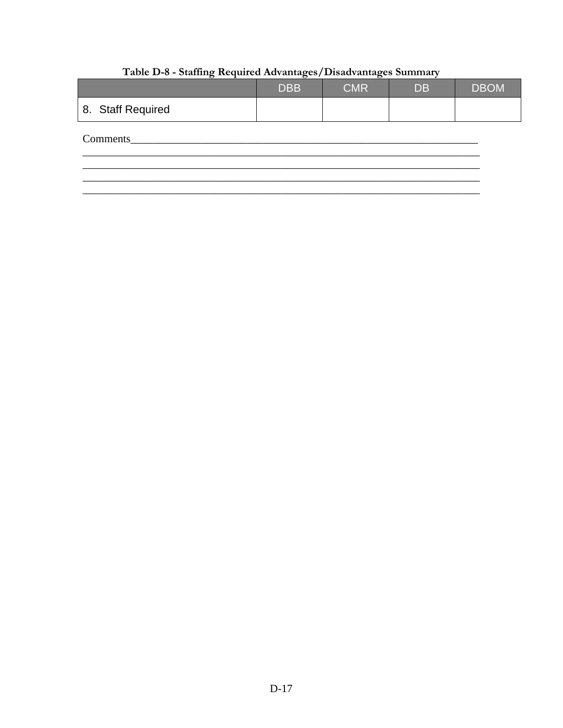**Table D-8 - Staffing Required Advantages/Disadvantages Summary**

| | DBB | CMR | DB | DBOM |
|---|---|---|---|---|
| 8. Staff Required | | | | |

Comments_______________________________________________________________________
_______________________________________________________________________________
_______________________________________________________________________________
_______________________________________________________________________________
_______________________________________________________________________________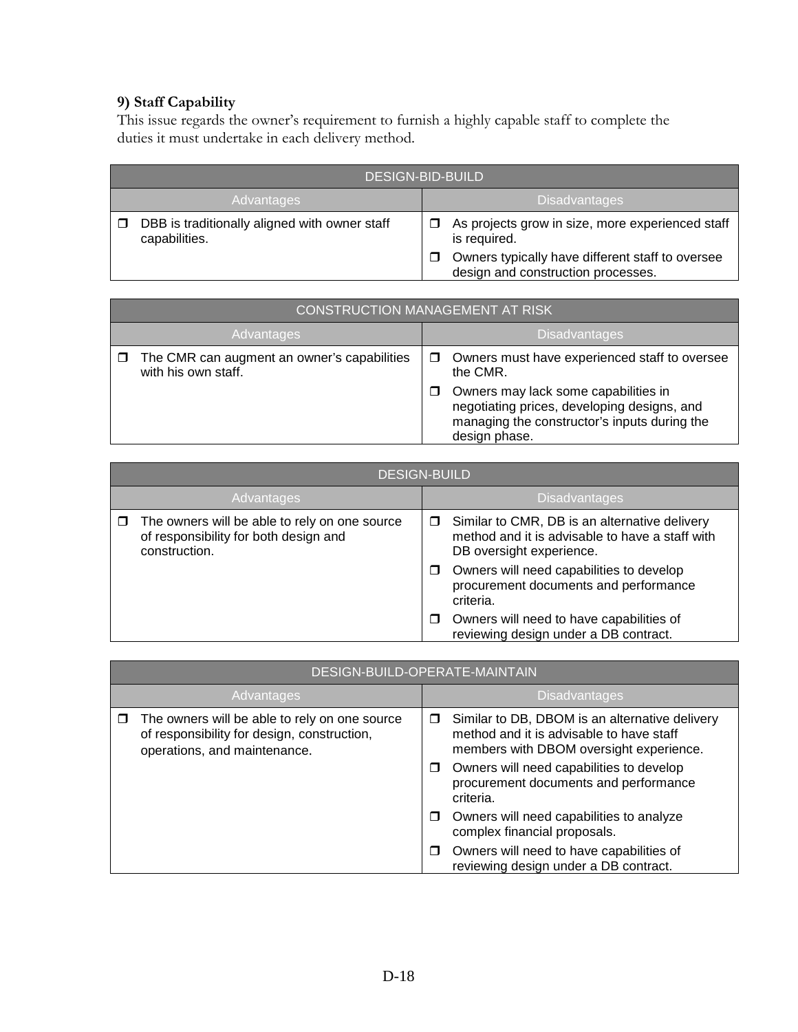### 9) Staff Capability

This issue regards the owner's requirement to furnish a highly capable staff to complete the duties it must undertake in each delivery method.

| DESIGN-BID-BUILD | |
|---|---|
| **Advantages** | **Disadvantages** |
| ☐ DBB is traditionally aligned with owner staff capabilities. | ☐ As projects grow in size, more experienced staff is required.<br>☐ Owners typically have different staff to oversee design and construction processes. |

| CONSTRUCTION MANAGEMENT AT RISK | |
|---|---|
| **Advantages** | **Disadvantages** |
| ☐ The CMR can augment an owner's capabilities with his own staff. | ☐ Owners must have experienced staff to oversee the CMR.<br>☐ Owners may lack some capabilities in negotiating prices, developing designs, and managing the constructor's inputs during the design phase. |

| DESIGN-BUILD | |
|---|---|
| **Advantages** | **Disadvantages** |
| ☐ The owners will be able to rely on one source of responsibility for both design and construction. | ☐ Similar to CMR, DB is an alternative delivery method and it is advisable to have a staff with DB oversight experience.<br>☐ Owners will need capabilities to develop procurement documents and performance criteria.<br>☐ Owners will need to have capabilities of reviewing design under a DB contract. |

| DESIGN-BUILD-OPERATE-MAINTAIN | |
|---|---|
| **Advantages** | **Disadvantages** |
| ☐ The owners will be able to rely on one source of responsibility for design, construction, operations, and maintenance. | ☐ Similar to DB, DBOM is an alternative delivery method and it is advisable to have staff members with DBOM oversight experience.<br>☐ Owners will need capabilities to develop procurement documents and performance criteria.<br>☐ Owners will need capabilities to analyze complex financial proposals.<br>☐ Owners will need to have capabilities of reviewing design under a DB contract. |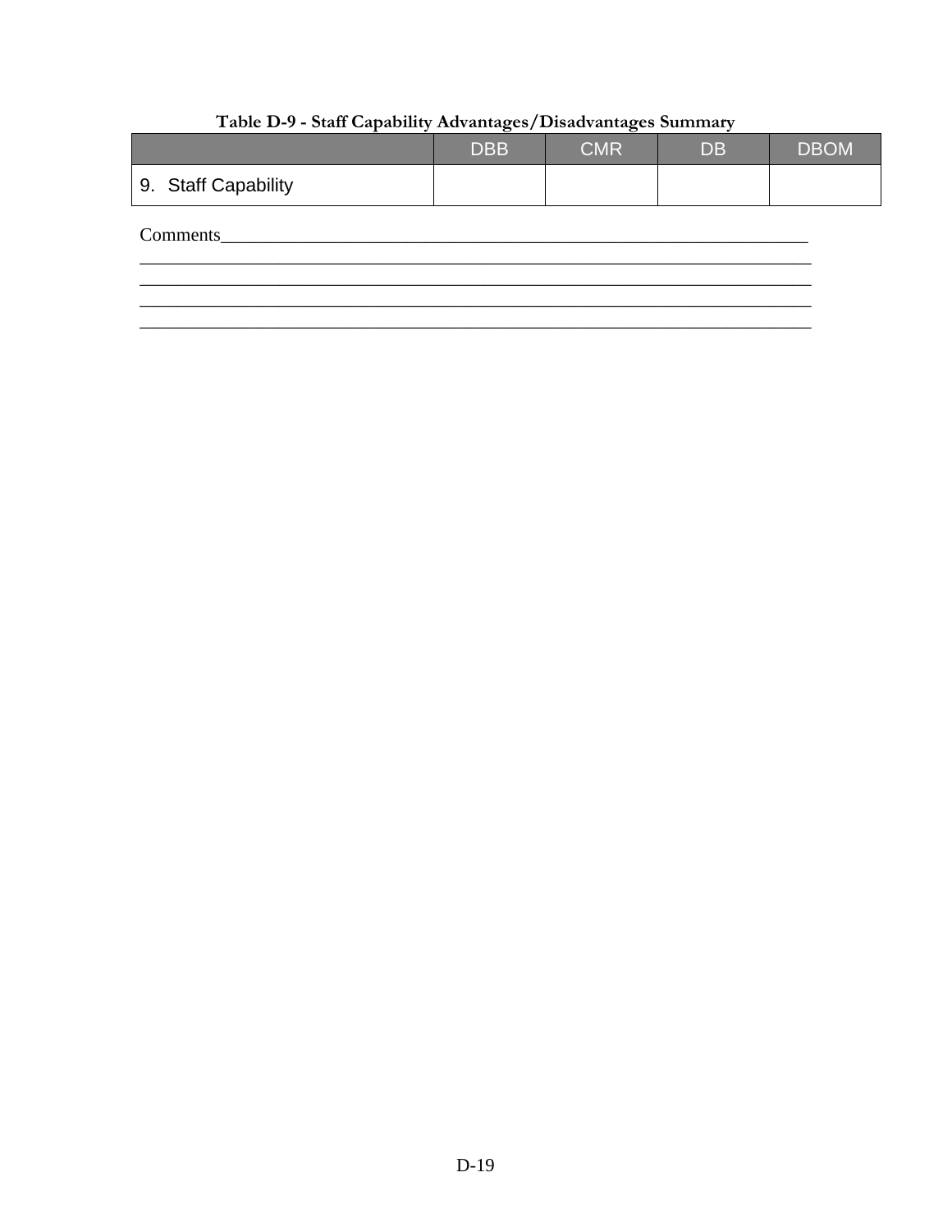**Table D-9 - Staff Capability Advantages/Disadvantages Summary**

| | DBB | CMR | DB | DBOM |
|---|---|---|---|---|
| 9. Staff Capability | | | | |

Comments_____________________________________________________________________
_____________________________________________________________________________
_____________________________________________________________________________
_____________________________________________________________________________
_____________________________________________________________________________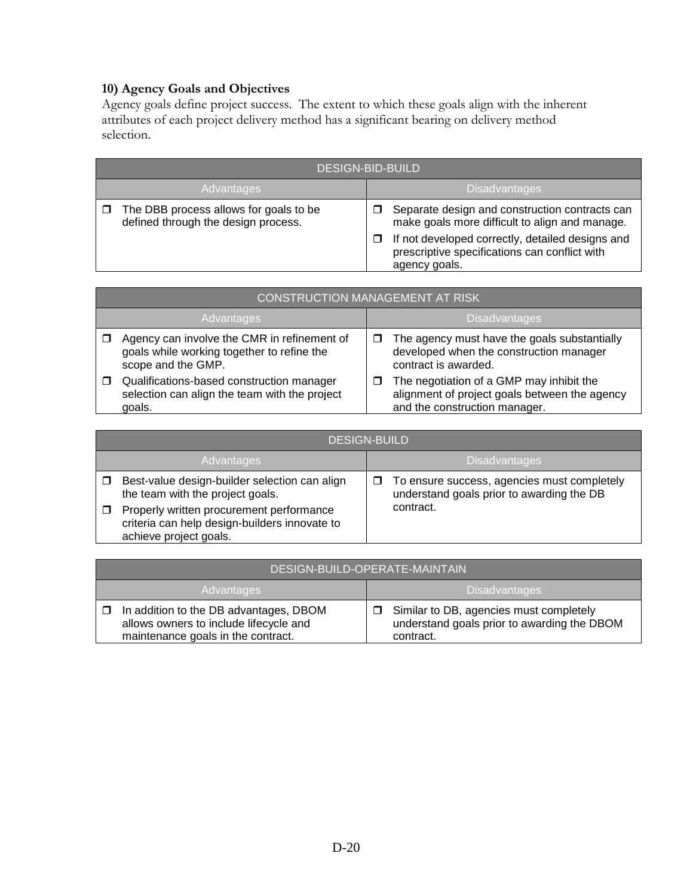### 10) Agency Goals and Objectives

Agency goals define project success. The extent to which these goals align with the inherent attributes of each project delivery method has a significant bearing on delivery method selection.

| DESIGN-BID-BUILD | |
|---|---|
| **Advantages** | **Disadvantages** |
| ❒ The DBB process allows for goals to be defined through the design process. | ❒ Separate design and construction contracts can make goals more difficult to align and manage.<br>❒ If not developed correctly, detailed designs and prescriptive specifications can conflict with agency goals. |

| CONSTRUCTION MANAGEMENT AT RISK | |
|---|---|
| **Advantages** | **Disadvantages** |
| ❒ Agency can involve the CMR in refinement of goals while working together to refine the scope and the GMP.<br>❒ Qualifications-based construction manager selection can align the team with the project goals. | ❒ The agency must have the goals substantially developed when the construction manager contract is awarded.<br>❒ The negotiation of a GMP may inhibit the alignment of project goals between the agency and the construction manager. |

| DESIGN-BUILD | |
|---|---|
| **Advantages** | **Disadvantages** |
| ❒ Best-value design-builder selection can align the team with the project goals.<br>❒ Properly written procurement performance criteria can help design-builders innovate to achieve project goals. | ❒ To ensure success, agencies must completely understand goals prior to awarding the DB contract. |

| DESIGN-BUILD-OPERATE-MAINTAIN | |
|---|---|
| **Advantages** | **Disadvantages** |
| ❒ In addition to the DB advantages, DBOM allows owners to include lifecycle and maintenance goals in the contract. | ❒ Similar to DB, agencies must completely understand goals prior to awarding the DBOM contract. |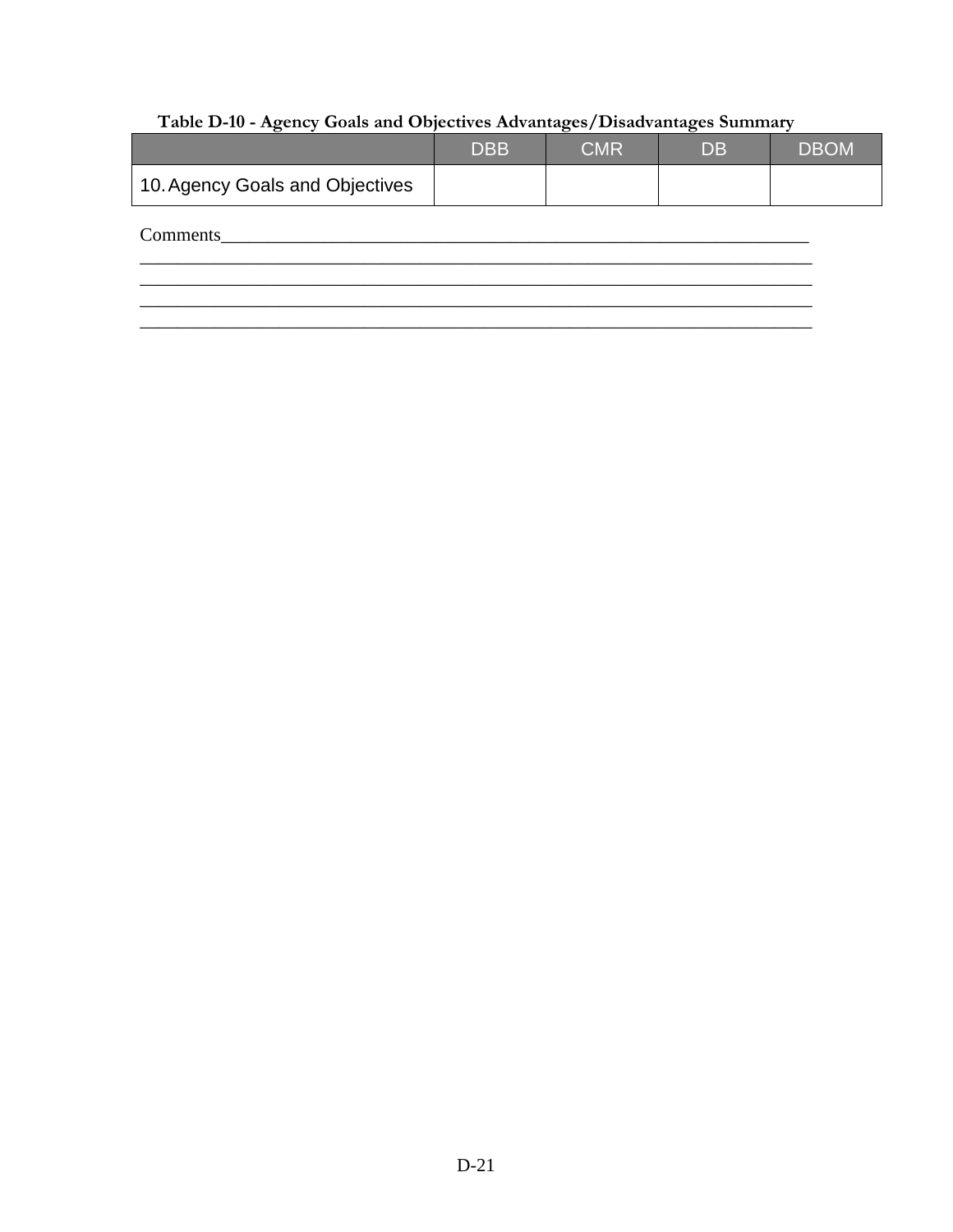**Table D-10 - Agency Goals and Objectives Advantages/Disadvantages Summary**

| | DBB | CMR | DB | DBOM |
|---|---|---|---|---|
| 10. Agency Goals and Objectives | | | | |

Comments______________________________________________________________________
______________________________________________________________________________
______________________________________________________________________________
______________________________________________________________________________
______________________________________________________________________________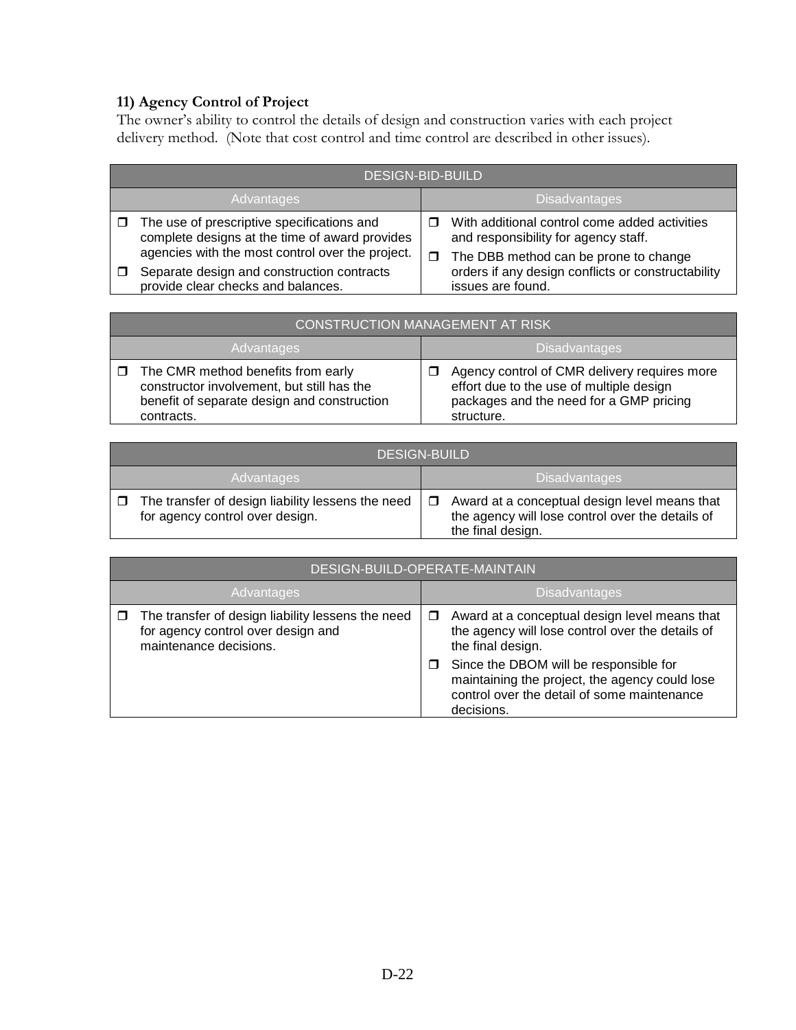**11) Agency Control of Project**

The owner's ability to control the details of design and construction varies with each project delivery method. (Note that cost control and time control are described in other issues).

| DESIGN-BID-BUILD | |
|---|---|
| Advantages | Disadvantages |
| ❒ The use of prescriptive specifications and complete designs at the time of award provides agencies with the most control over the project.<br>❒ Separate design and construction contracts provide clear checks and balances. | ❒ With additional control come added activities and responsibility for agency staff.<br>❒ The DBB method can be prone to change orders if any design conflicts or constructability issues are found. |

| CONSTRUCTION MANAGEMENT AT RISK | |
|---|---|
| Advantages | Disadvantages |
| ❒ The CMR method benefits from early constructor involvement, but still has the benefit of separate design and construction contracts. | ❒ Agency control of CMR delivery requires more effort due to the use of multiple design packages and the need for a GMP pricing structure. |

| DESIGN-BUILD | |
|---|---|
| Advantages | Disadvantages |
| ❒ The transfer of design liability lessens the need for agency control over design. | ❒ Award at a conceptual design level means that the agency will lose control over the details of the final design. |

| DESIGN-BUILD-OPERATE-MAINTAIN | |
|---|---|
| Advantages | Disadvantages |
| ❒ The transfer of design liability lessens the need for agency control over design and maintenance decisions. | ❒ Award at a conceptual design level means that the agency will lose control over the details of the final design.<br>❒ Since the DBOM will be responsible for maintaining the project, the agency could lose control over the detail of some maintenance decisions. |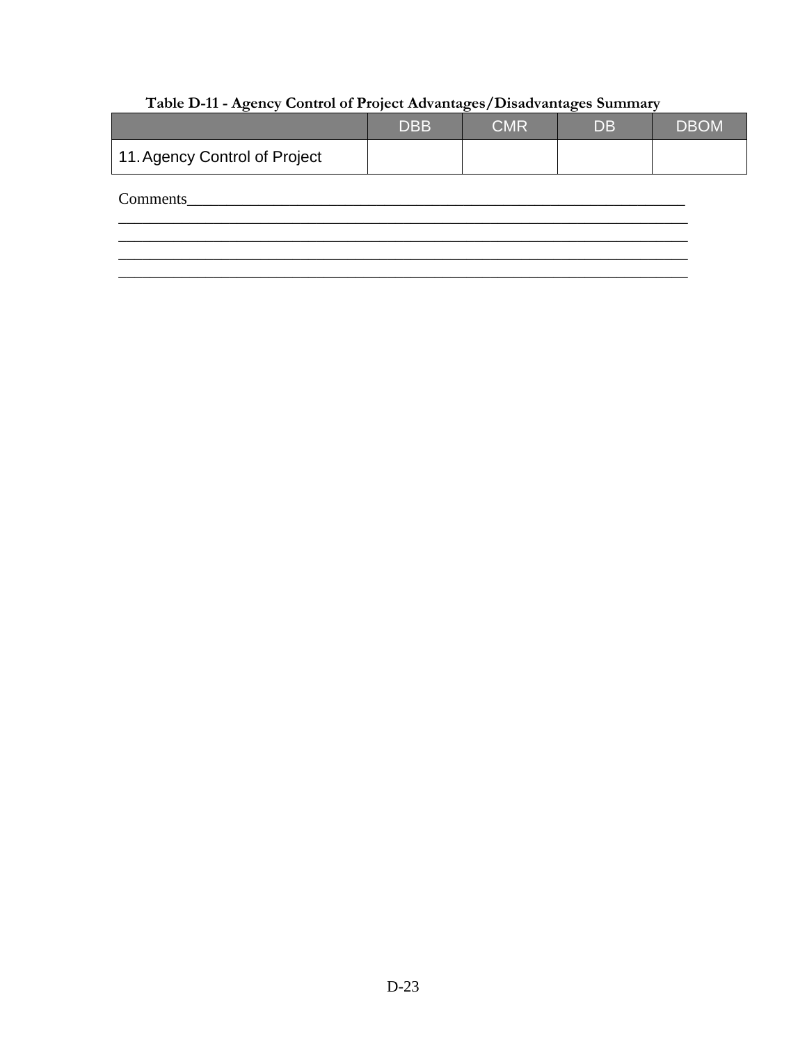**Table D-11 - Agency Control of Project Advantages/Disadvantages Summary**

| | DBB | CMR | DB | DBOM |
|---|---|---|---|---|
| 11. Agency Control of Project | | | | |

Comments____________________________________________________________________
____________________________________________________________________________
____________________________________________________________________________
____________________________________________________________________________
____________________________________________________________________________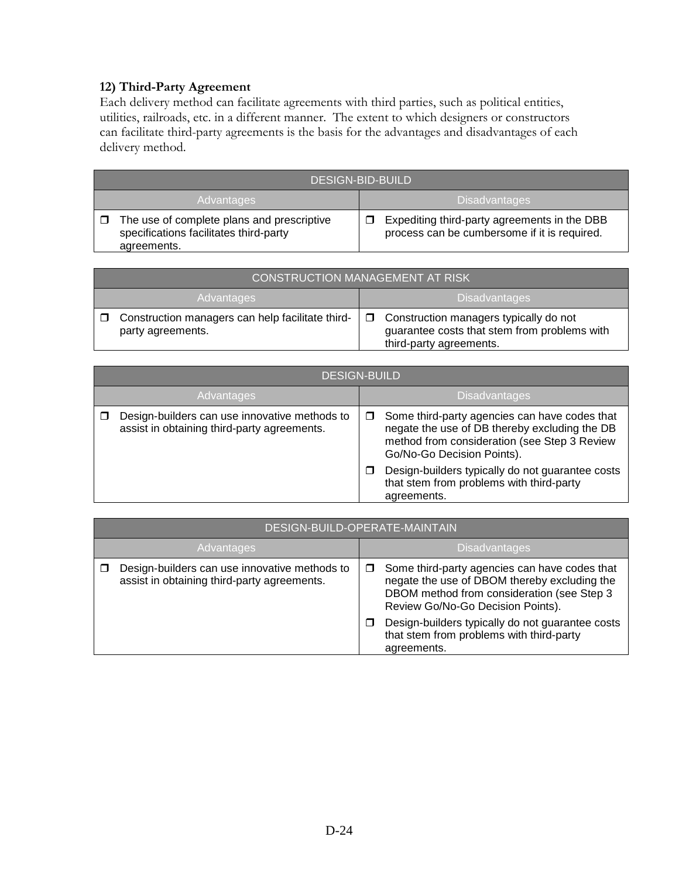### 12) Third-Party Agreement

Each delivery method can facilitate agreements with third parties, such as political entities, utilities, railroads, etc. in a different manner. The extent to which designers or constructors can facilitate third-party agreements is the basis for the advantages and disadvantages of each delivery method.

| DESIGN-BID-BUILD | |
|---|---|
| **Advantages** | **Disadvantages** |
| ❒ The use of complete plans and prescriptive specifications facilitates third-party agreements. | ❒ Expediting third-party agreements in the DBB process can be cumbersome if it is required. |

| CONSTRUCTION MANAGEMENT AT RISK | |
|---|---|
| **Advantages** | **Disadvantages** |
| ❒ Construction managers can help facilitate third-party agreements. | ❒ Construction managers typically do not guarantee costs that stem from problems with third-party agreements. |

| DESIGN-BUILD | |
|---|---|
| **Advantages** | **Disadvantages** |
| ❒ Design-builders can use innovative methods to assist in obtaining third-party agreements. | ❒ Some third-party agencies can have codes that negate the use of DB thereby excluding the DB method from consideration (see Step 3 Review Go/No-Go Decision Points).<br>❒ Design-builders typically do not guarantee costs that stem from problems with third-party agreements. |

| DESIGN-BUILD-OPERATE-MAINTAIN | |
|---|---|
| **Advantages** | **Disadvantages** |
| ❒ Design-builders can use innovative methods to assist in obtaining third-party agreements. | ❒ Some third-party agencies can have codes that negate the use of DBOM thereby excluding the DBOM method from consideration (see Step 3 Review Go/No-Go Decision Points).<br>❒ Design-builders typically do not guarantee costs that stem from problems with third-party agreements. |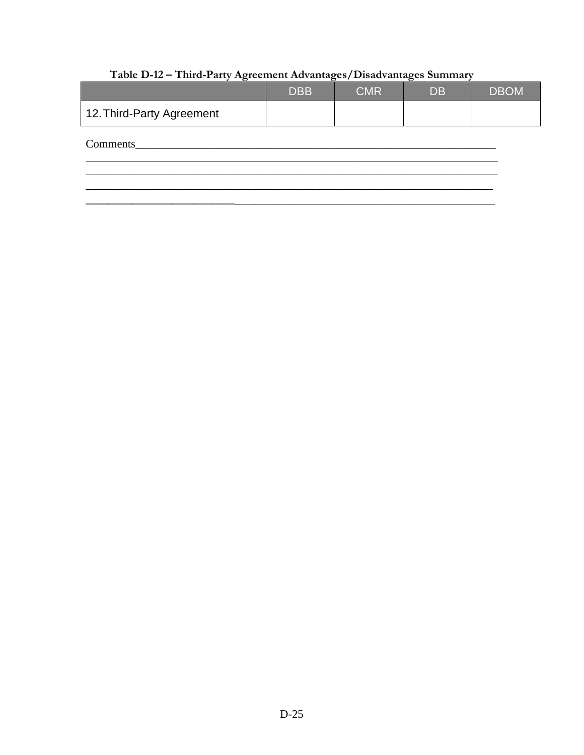**Table D-12 – Third-Party Agreement Advantages/Disadvantages Summary**

| | DBB | CMR | DB | DBOM |
|---|---|---|---|---|
| 12. Third-Party Agreement | | | | |

Comments_____________________________________________________________________
______________________________________________________________________________
______________________________________________________________________________
______________________________________________________________________________
______________________________________________________________________________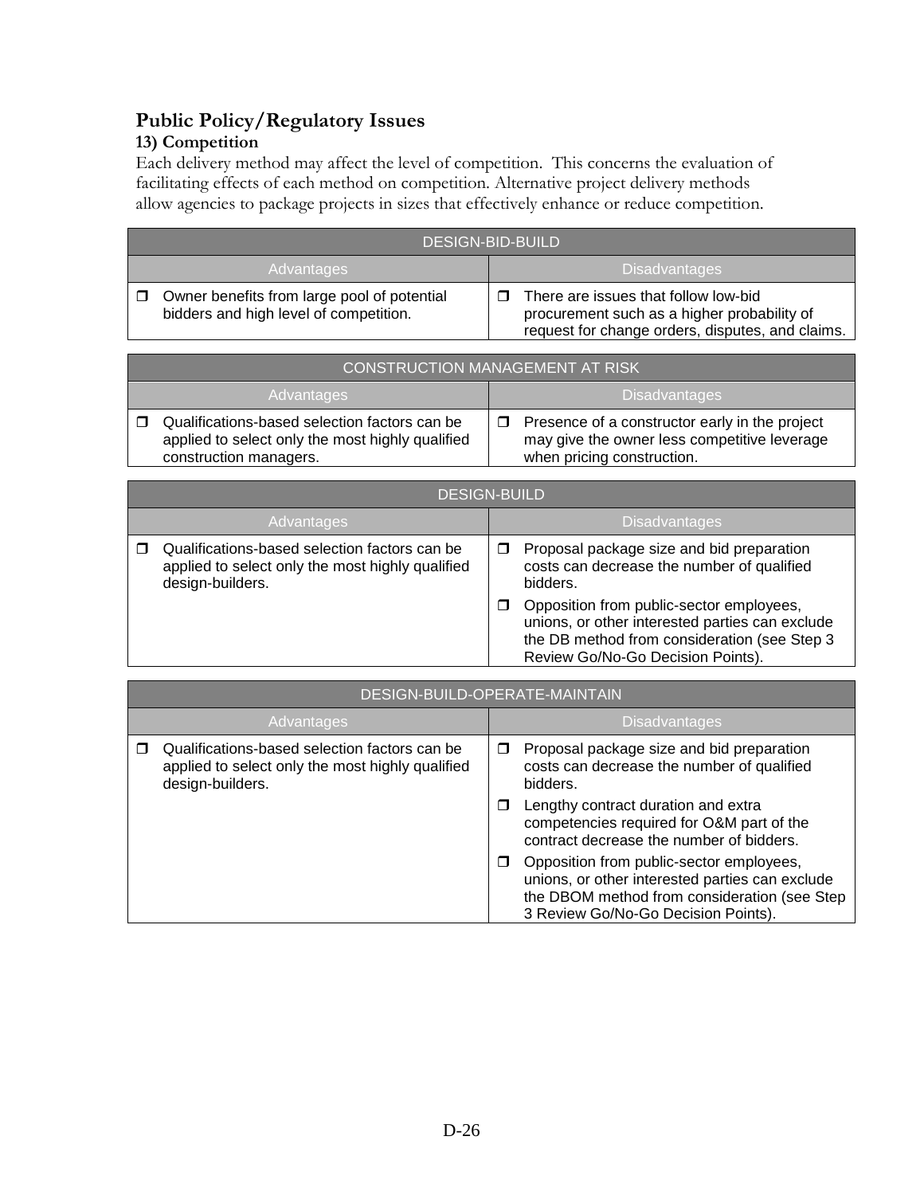## Public Policy/Regulatory Issues

### 13) Competition

Each delivery method may affect the level of competition. This concerns the evaluation of facilitating effects of each method on competition. Alternative project delivery methods allow agencies to package projects in sizes that effectively enhance or reduce competition.

| DESIGN-BID-BUILD | |
|---|---|
| Advantages | Disadvantages |
| ❒ Owner benefits from large pool of potential bidders and high level of competition. | ❒ There are issues that follow low-bid procurement such as a higher probability of request for change orders, disputes, and claims. |

| CONSTRUCTION MANAGEMENT AT RISK | |
|---|---|
| Advantages | Disadvantages |
| ❒ Qualifications-based selection factors can be applied to select only the most highly qualified construction managers. | ❒ Presence of a constructor early in the project may give the owner less competitive leverage when pricing construction. |

| DESIGN-BUILD | |
|---|---|
| Advantages | Disadvantages |
| ❒ Qualifications-based selection factors can be applied to select only the most highly qualified design-builders. | ❒ Proposal package size and bid preparation costs can decrease the number of qualified bidders.<br>❒ Opposition from public-sector employees, unions, or other interested parties can exclude the DB method from consideration (see Step 3 Review Go/No-Go Decision Points). |

| DESIGN-BUILD-OPERATE-MAINTAIN | |
|---|---|
| Advantages | Disadvantages |
| ❒ Qualifications-based selection factors can be applied to select only the most highly qualified design-builders. | ❒ Proposal package size and bid preparation costs can decrease the number of qualified bidders.<br>❒ Lengthy contract duration and extra competencies required for O&M part of the contract decrease the number of bidders.<br>❒ Opposition from public-sector employees, unions, or other interested parties can exclude the DBOM method from consideration (see Step 3 Review Go/No-Go Decision Points). |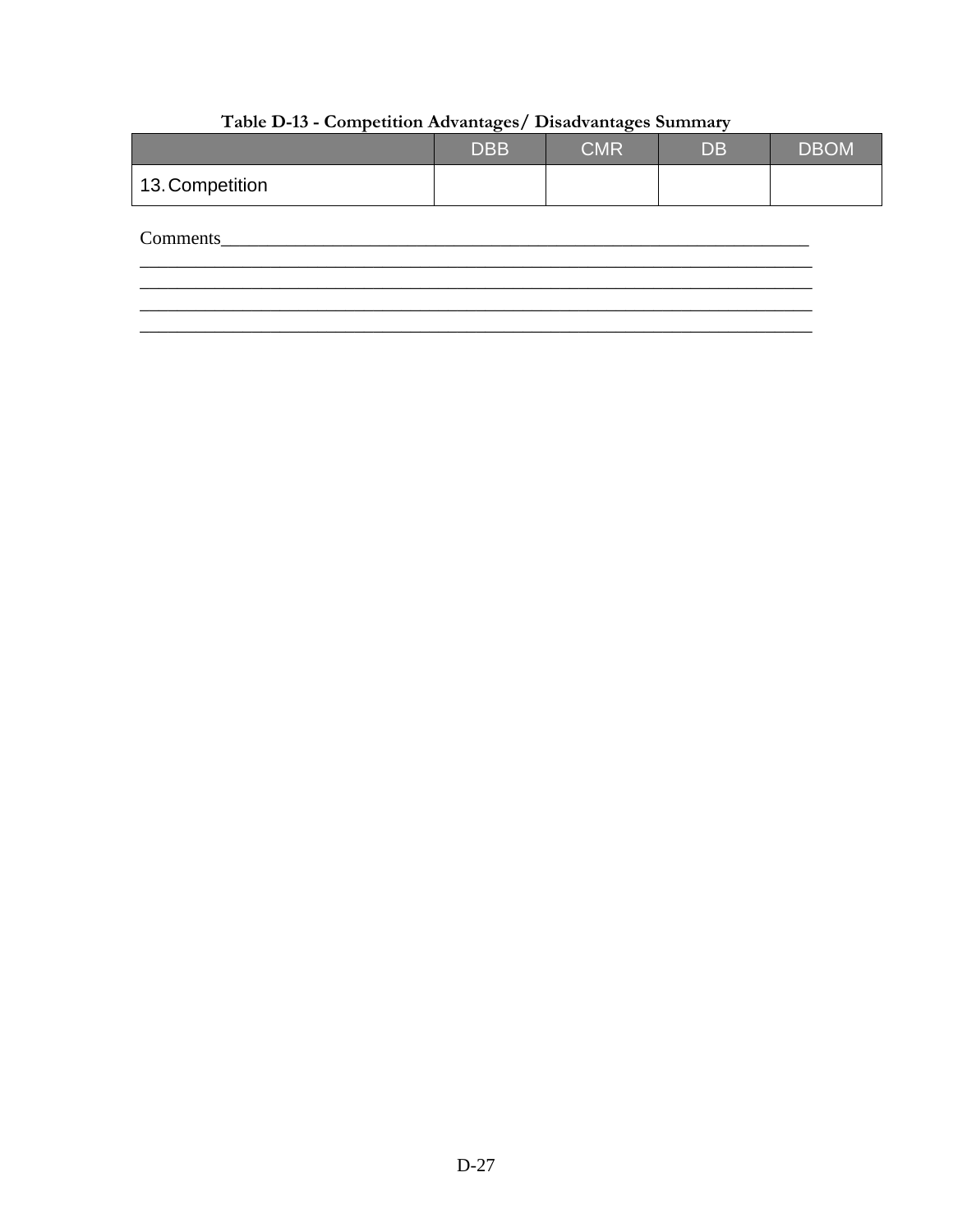**Table D-13 - Competition Advantages/ Disadvantages Summary**

| | DBB | CMR | DB | DBOM |
|---|---|---|---|---|
| 13. Competition | | | | |

Comments_____________________________________________________________________
_____________________________________________________________________________
_____________________________________________________________________________
_____________________________________________________________________________
_____________________________________________________________________________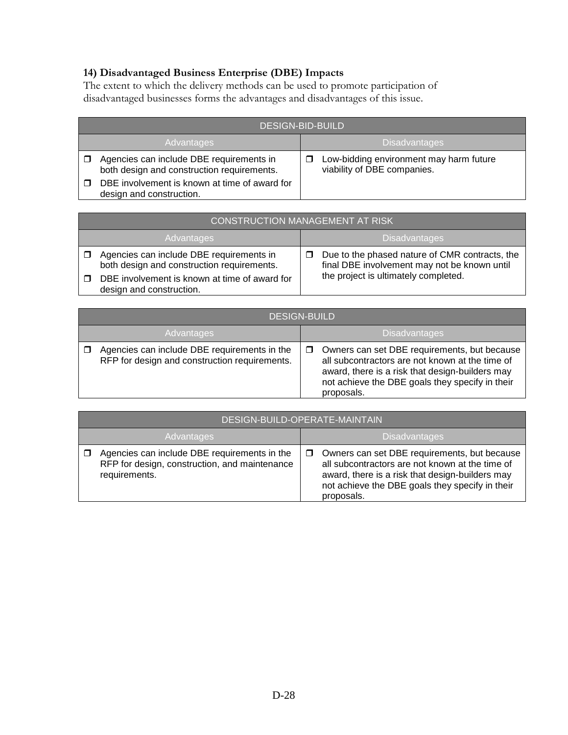### 14) Disadvantaged Business Enterprise (DBE) Impacts

The extent to which the delivery methods can be used to promote participation of disadvantaged businesses forms the advantages and disadvantages of this issue.

| DESIGN-BID-BUILD | |
|---|---|
| Advantages | Disadvantages |
| ❒ Agencies can include DBE requirements in both design and construction requirements.<br>❒ DBE involvement is known at time of award for design and construction. | ❒ Low-bidding environment may harm future viability of DBE companies. |

| CONSTRUCTION MANAGEMENT AT RISK | |
|---|---|
| Advantages | Disadvantages |
| ❒ Agencies can include DBE requirements in both design and construction requirements.<br>❒ DBE involvement is known at time of award for design and construction. | ❒ Due to the phased nature of CMR contracts, the final DBE involvement may not be known until the project is ultimately completed. |

| DESIGN-BUILD | |
|---|---|
| Advantages | Disadvantages |
| ❒ Agencies can include DBE requirements in the RFP for design and construction requirements. | ❒ Owners can set DBE requirements, but because all subcontractors are not known at the time of award, there is a risk that design-builders may not achieve the DBE goals they specify in their proposals. |

| DESIGN-BUILD-OPERATE-MAINTAIN | |
|---|---|
| Advantages | Disadvantages |
| ❒ Agencies can include DBE requirements in the RFP for design, construction, and maintenance requirements. | ❒ Owners can set DBE requirements, but because all subcontractors are not known at the time of award, there is a risk that design-builders may not achieve the DBE goals they specify in their proposals. |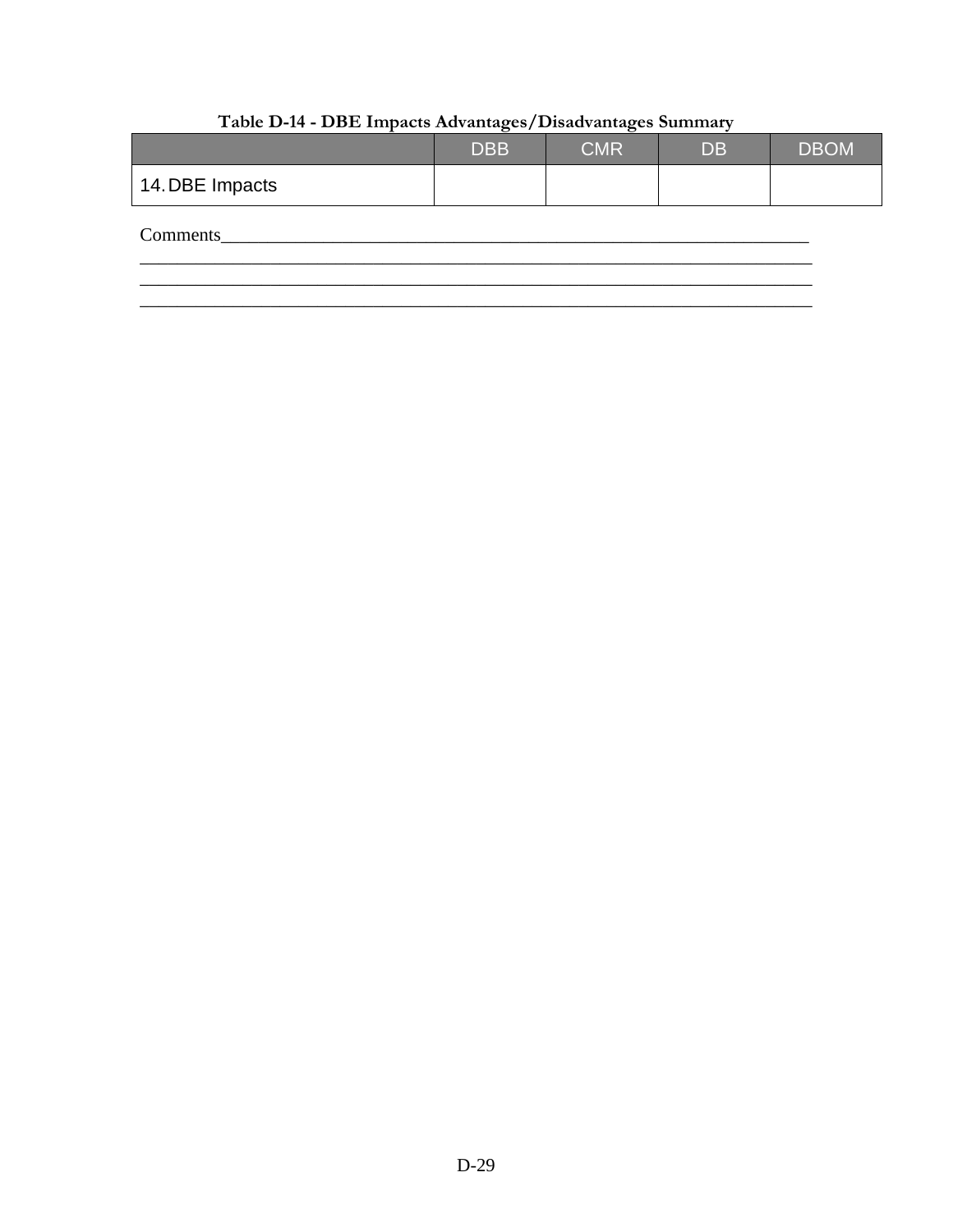**Table D-14 - DBE Impacts Advantages/Disadvantages Summary**

| | DBB | CMR | DB | DBOM |
|---|---|---|---|---|
| 14. DBE Impacts | | | | |

Comments_____________________________________________________________________
_________________________________________________________________________________
_________________________________________________________________________________
_________________________________________________________________________________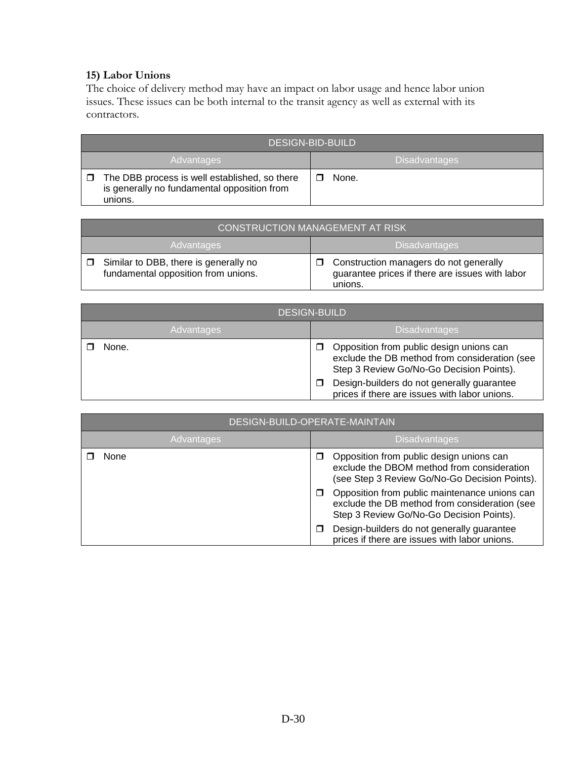### 15) Labor Unions

The choice of delivery method may have an impact on labor usage and hence labor union issues. These issues can be both internal to the transit agency as well as external with its contractors.

| DESIGN-BID-BUILD | |
|---|---|
| Advantages | Disadvantages |
| ❐ The DBB process is well established, so there is generally no fundamental opposition from unions. | ❐ None. |

| CONSTRUCTION MANAGEMENT AT RISK | |
|---|---|
| Advantages | Disadvantages |
| ❐ Similar to DBB, there is generally no fundamental opposition from unions. | ❐ Construction managers do not generally guarantee prices if there are issues with labor unions. |

| DESIGN-BUILD | |
|---|---|
| Advantages | Disadvantages |
| ❐ None. | ❐ Opposition from public design unions can exclude the DB method from consideration (see Step 3 Review Go/No-Go Decision Points).<br>❐ Design-builders do not generally guarantee prices if there are issues with labor unions. |

| DESIGN-BUILD-OPERATE-MAINTAIN | |
|---|---|
| Advantages | Disadvantages |
| ❐ None | ❐ Opposition from public design unions can exclude the DBOM method from consideration (see Step 3 Review Go/No-Go Decision Points).<br>❐ Opposition from public maintenance unions can exclude the DB method from consideration (see Step 3 Review Go/No-Go Decision Points).<br>❐ Design-builders do not generally guarantee prices if there are issues with labor unions. |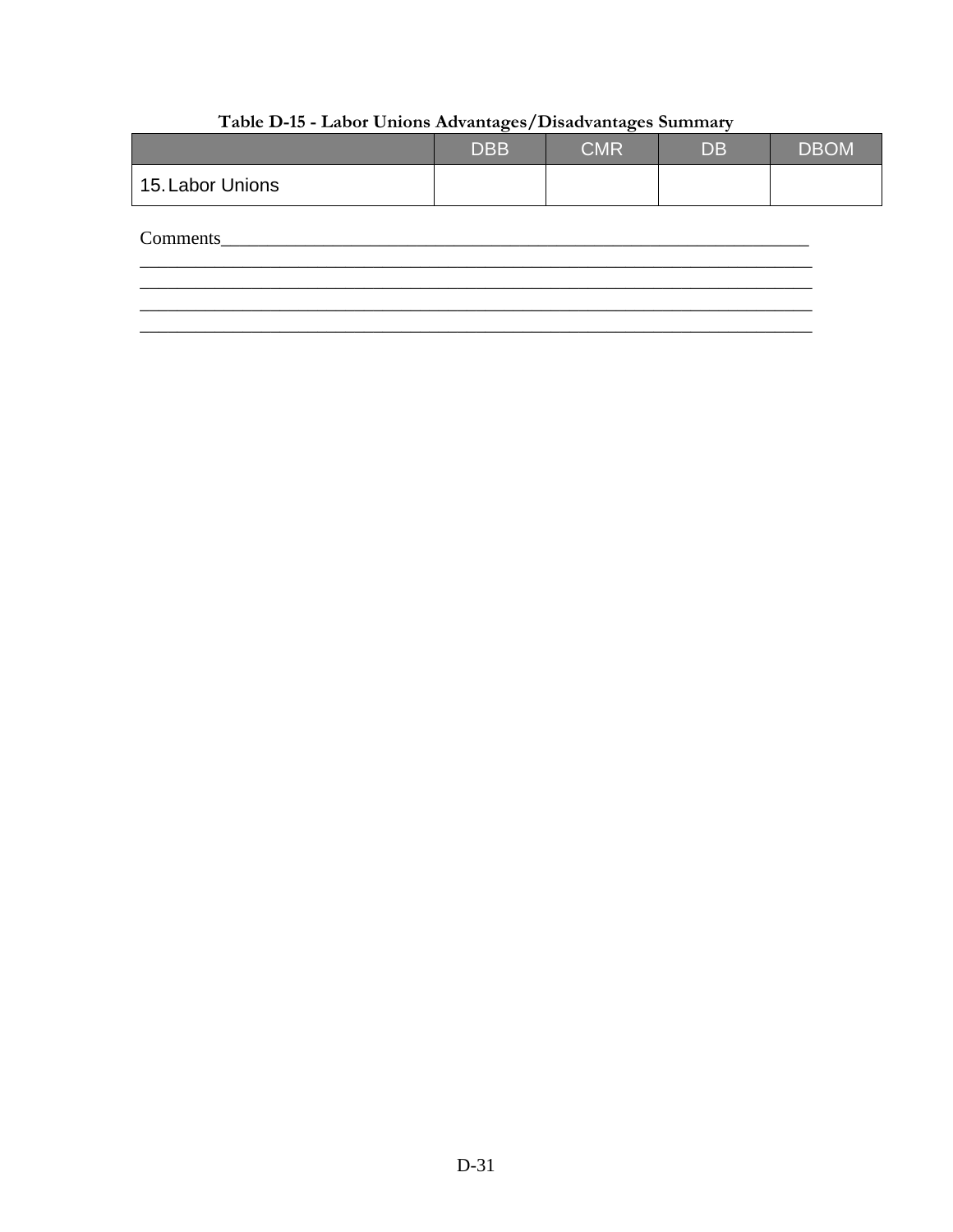**Table D-15 - Labor Unions Advantages/Disadvantages Summary**

| | DBB | CMR | DB | DBOM |
|---|---|---|---|---|
| 15. Labor Unions | | | | |

Comments_____________________________________________________________________
_____________________________________________________________________________
_____________________________________________________________________________
_____________________________________________________________________________
_____________________________________________________________________________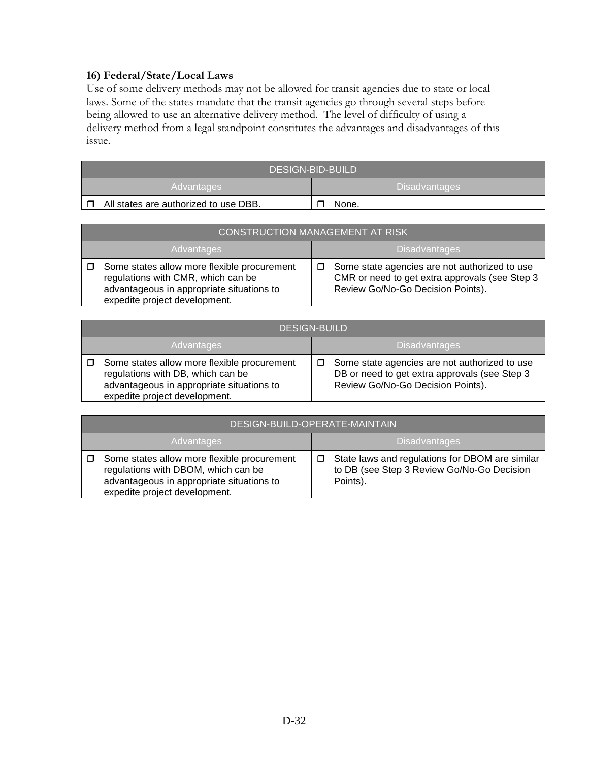**16) Federal/State/Local Laws**

Use of some delivery methods may not be allowed for transit agencies due to state or local laws. Some of the states mandate that the transit agencies go through several steps before being allowed to use an alternative delivery method. The level of difficulty of using a delivery method from a legal standpoint constitutes the advantages and disadvantages of this issue.

| DESIGN-BID-BUILD | |
|---|---|
| Advantages | Disadvantages |
| ❒ All states are authorized to use DBB. | ❒ None. |

| CONSTRUCTION MANAGEMENT AT RISK | |
|---|---|
| Advantages | Disadvantages |
| ❒ Some states allow more flexible procurement regulations with CMR, which can be advantageous in appropriate situations to expedite project development. | ❒ Some state agencies are not authorized to use CMR or need to get extra approvals (see Step 3 Review Go/No-Go Decision Points). |

| DESIGN-BUILD | |
|---|---|
| Advantages | Disadvantages |
| ❒ Some states allow more flexible procurement regulations with DB, which can be advantageous in appropriate situations to expedite project development. | ❒ Some state agencies are not authorized to use DB or need to get extra approvals (see Step 3 Review Go/No-Go Decision Points). |

| DESIGN-BUILD-OPERATE-MAINTAIN | |
|---|---|
| Advantages | Disadvantages |
| ❒ Some states allow more flexible procurement regulations with DBOM, which can be advantageous in appropriate situations to expedite project development. | ❒ State laws and regulations for DBOM are similar to DB (see Step 3 Review Go/No-Go Decision Points). |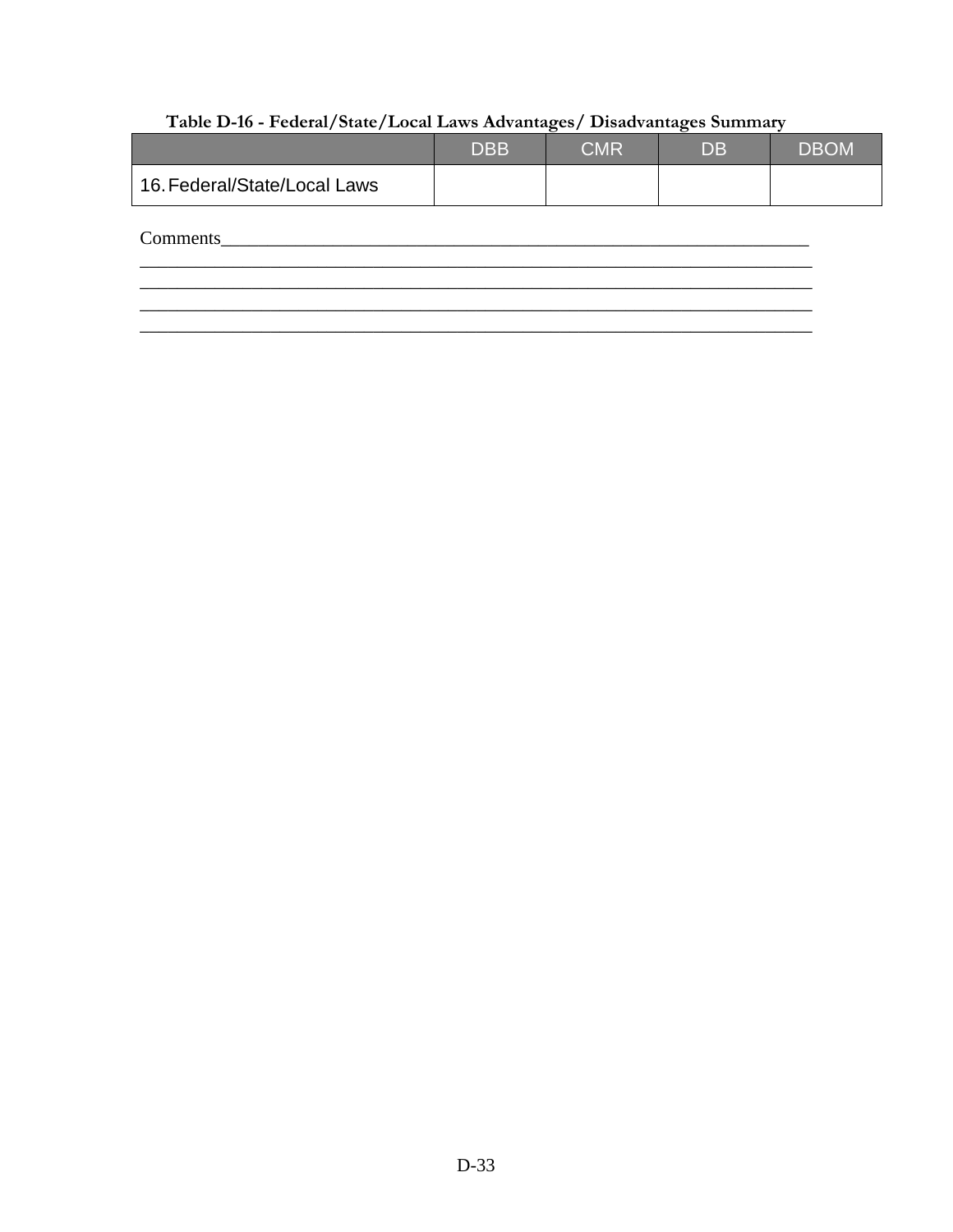**Table D-16 - Federal/State/Local Laws Advantages/ Disadvantages Summary**

| | DBB | CMR | DB | DBOM |
|---|---|---|---|---|
| 16. Federal/State/Local Laws | | | | |

Comments_____________________________________________________________________
_____________________________________________________________________________
_____________________________________________________________________________
_____________________________________________________________________________
_____________________________________________________________________________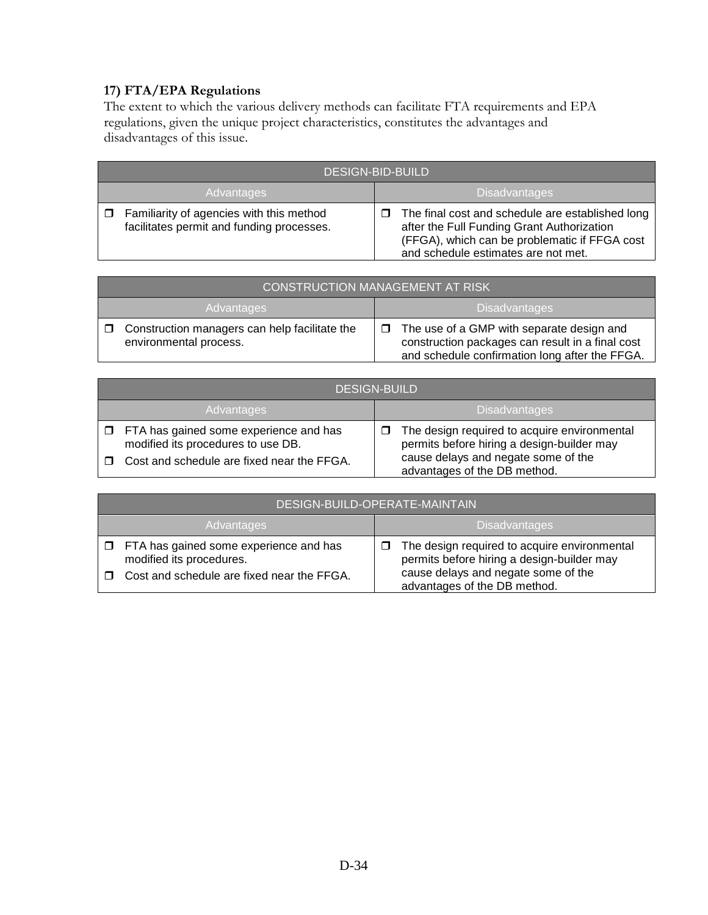### 17) FTA/EPA Regulations

The extent to which the various delivery methods can facilitate FTA requirements and EPA regulations, given the unique project characteristics, constitutes the advantages and disadvantages of this issue.

| DESIGN-BID-BUILD | |
|---|---|
| **Advantages** | **Disadvantages** |
| ❒ Familiarity of agencies with this method facilitates permit and funding processes. | ❒ The final cost and schedule are established long after the Full Funding Grant Authorization (FFGA), which can be problematic if FFGA cost and schedule estimates are not met. |

| CONSTRUCTION MANAGEMENT AT RISK | |
|---|---|
| **Advantages** | **Disadvantages** |
| ❒ Construction managers can help facilitate the environmental process. | ❒ The use of a GMP with separate design and construction packages can result in a final cost and schedule confirmation long after the FFGA. |

| DESIGN-BUILD | |
|---|---|
| **Advantages** | **Disadvantages** |
| ❒ FTA has gained some experience and has modified its procedures to use DB.<br>❒ Cost and schedule are fixed near the FFGA. | ❒ The design required to acquire environmental permits before hiring a design-builder may cause delays and negate some of the advantages of the DB method. |

| DESIGN-BUILD-OPERATE-MAINTAIN | |
|---|---|
| **Advantages** | **Disadvantages** |
| ❒ FTA has gained some experience and has modified its procedures.<br>❒ Cost and schedule are fixed near the FFGA. | ❒ The design required to acquire environmental permits before hiring a design-builder may cause delays and negate some of the advantages of the DB method. |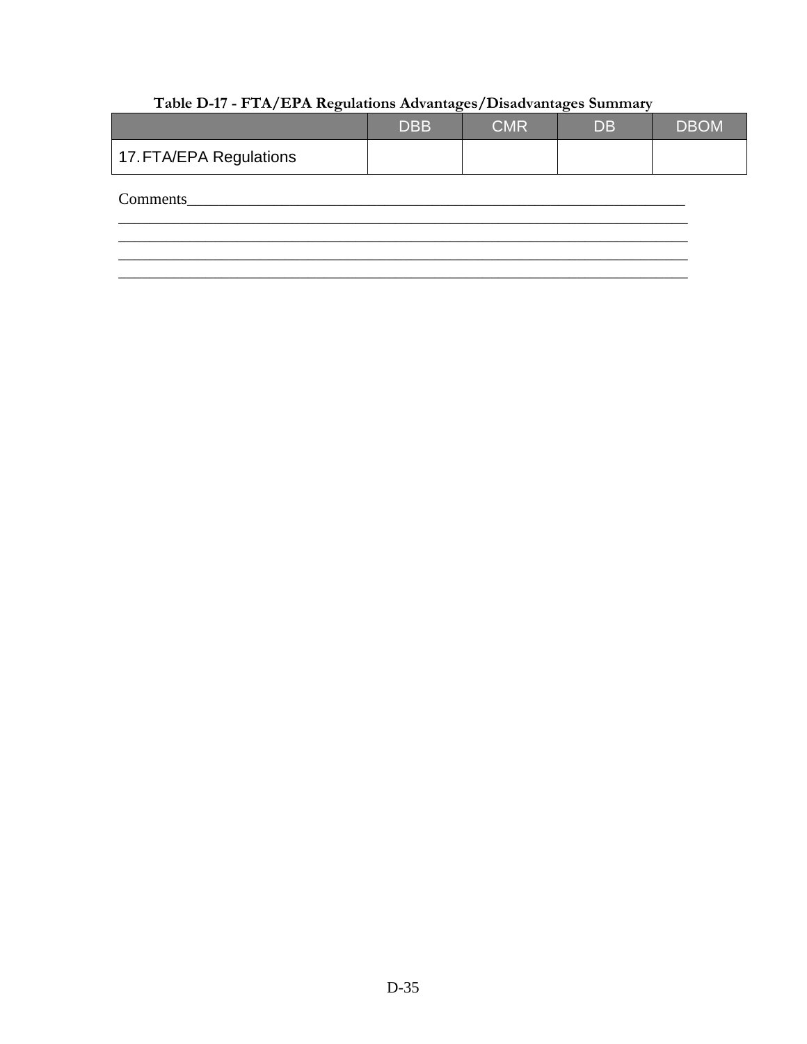**Table D-17 - FTA/EPA Regulations Advantages/Disadvantages Summary**

| | DBB | CMR | DB | DBOM |
|---|---|---|---|---|
| 17. FTA/EPA Regulations | | | | |

Comments___________________________________________________________________
_________________________________________________________________________
_________________________________________________________________________
_________________________________________________________________________
_________________________________________________________________________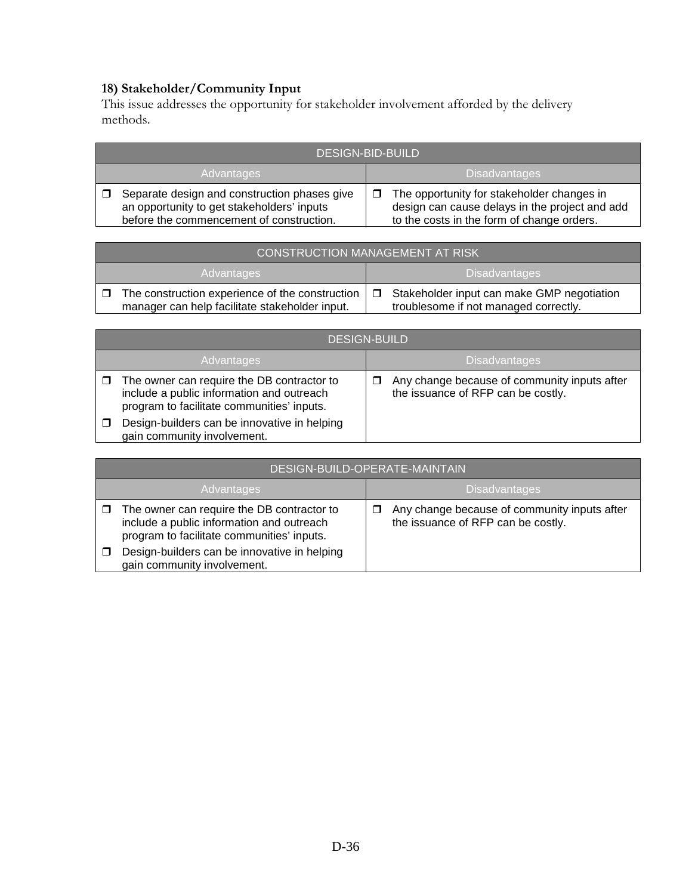### 18) Stakeholder/Community Input

This issue addresses the opportunity for stakeholder involvement afforded by the delivery methods.

| DESIGN-BID-BUILD | |
|---|---|
| Advantages | Disadvantages |
| ❐ Separate design and construction phases give an opportunity to get stakeholders' inputs before the commencement of construction. | ❐ The opportunity for stakeholder changes in design can cause delays in the project and add to the costs in the form of change orders. |

| CONSTRUCTION MANAGEMENT AT RISK | |
|---|---|
| Advantages | Disadvantages |
| ❐ The construction experience of the construction manager can help facilitate stakeholder input. | ❐ Stakeholder input can make GMP negotiation troublesome if not managed correctly. |

| DESIGN-BUILD | |
|---|---|
| Advantages | Disadvantages |
| ❐ The owner can require the DB contractor to include a public information and outreach program to facilitate communities' inputs.<br>❐ Design-builders can be innovative in helping gain community involvement. | ❐ Any change because of community inputs after the issuance of RFP can be costly. |

| DESIGN-BUILD-OPERATE-MAINTAIN | |
|---|---|
| Advantages | Disadvantages |
| ❐ The owner can require the DB contractor to include a public information and outreach program to facilitate communities' inputs.<br>❐ Design-builders can be innovative in helping gain community involvement. | ❐ Any change because of community inputs after the issuance of RFP can be costly. |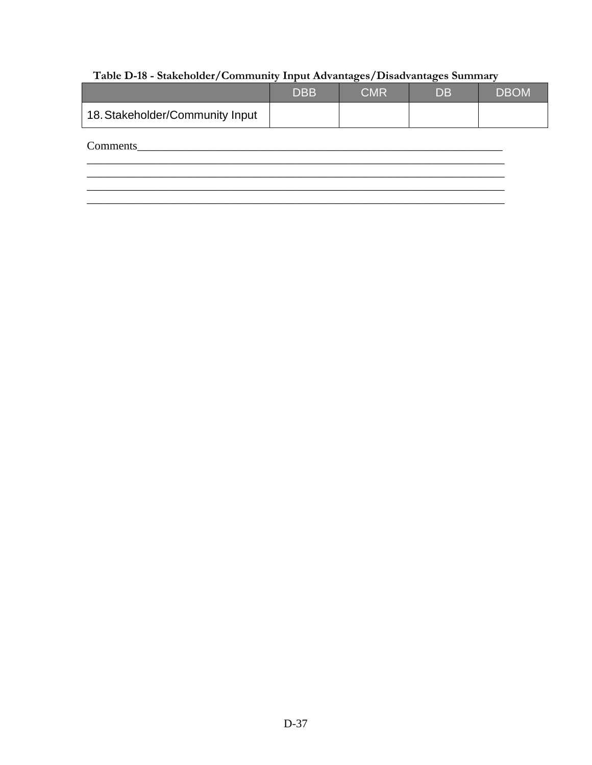**Table D-18 - Stakeholder/Community Input Advantages/Disadvantages Summary**

| | DBB | CMR | DB | DBOM |
|---|---|---|---|---|
| 18. Stakeholder/Community Input | | | | |

Comments_____________________________________________________________________
_____________________________________________________________________________
_____________________________________________________________________________
_____________________________________________________________________________
_____________________________________________________________________________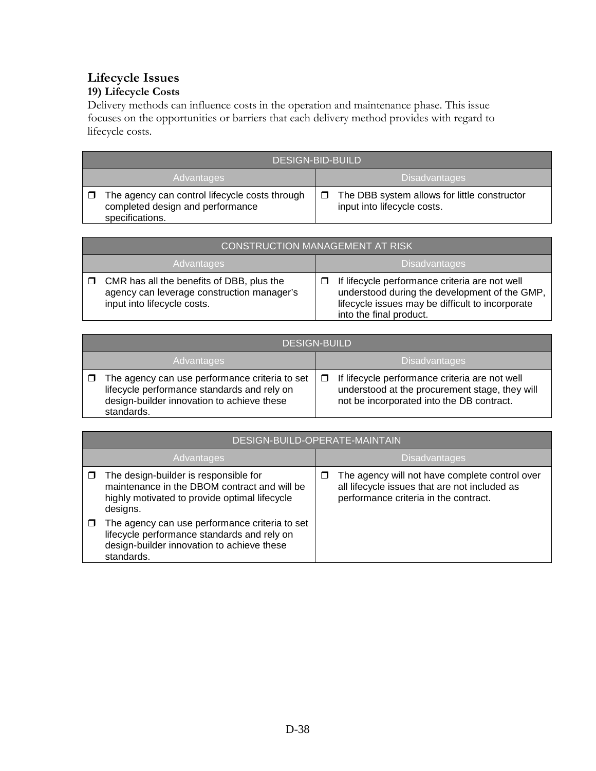## Lifecycle Issues

### 19) Lifecycle Costs

Delivery methods can influence costs in the operation and maintenance phase. This issue focuses on the opportunities or barriers that each delivery method provides with regard to lifecycle costs.

| DESIGN-BID-BUILD | |
|---|---|
| Advantages | Disadvantages |
| ❒ The agency can control lifecycle costs through completed design and performance specifications. | ❒ The DBB system allows for little constructor input into lifecycle costs. |

| CONSTRUCTION MANAGEMENT AT RISK | |
|---|---|
| Advantages | Disadvantages |
| ❒ CMR has all the benefits of DBB, plus the agency can leverage construction manager's input into lifecycle costs. | ❒ If lifecycle performance criteria are not well understood during the development of the GMP, lifecycle issues may be difficult to incorporate into the final product. |

| DESIGN-BUILD | |
|---|---|
| Advantages | Disadvantages |
| ❒ The agency can use performance criteria to set lifecycle performance standards and rely on design-builder innovation to achieve these standards. | ❒ If lifecycle performance criteria are not well understood at the procurement stage, they will not be incorporated into the DB contract. |

| DESIGN-BUILD-OPERATE-MAINTAIN | |
|---|---|
| Advantages | Disadvantages |
| ❒ The design-builder is responsible for maintenance in the DBOM contract and will be highly motivated to provide optimal lifecycle designs. <br> ❒ The agency can use performance criteria to set lifecycle performance standards and rely on design-builder innovation to achieve these standards. | ❒ The agency will not have complete control over all lifecycle issues that are not included as performance criteria in the contract. |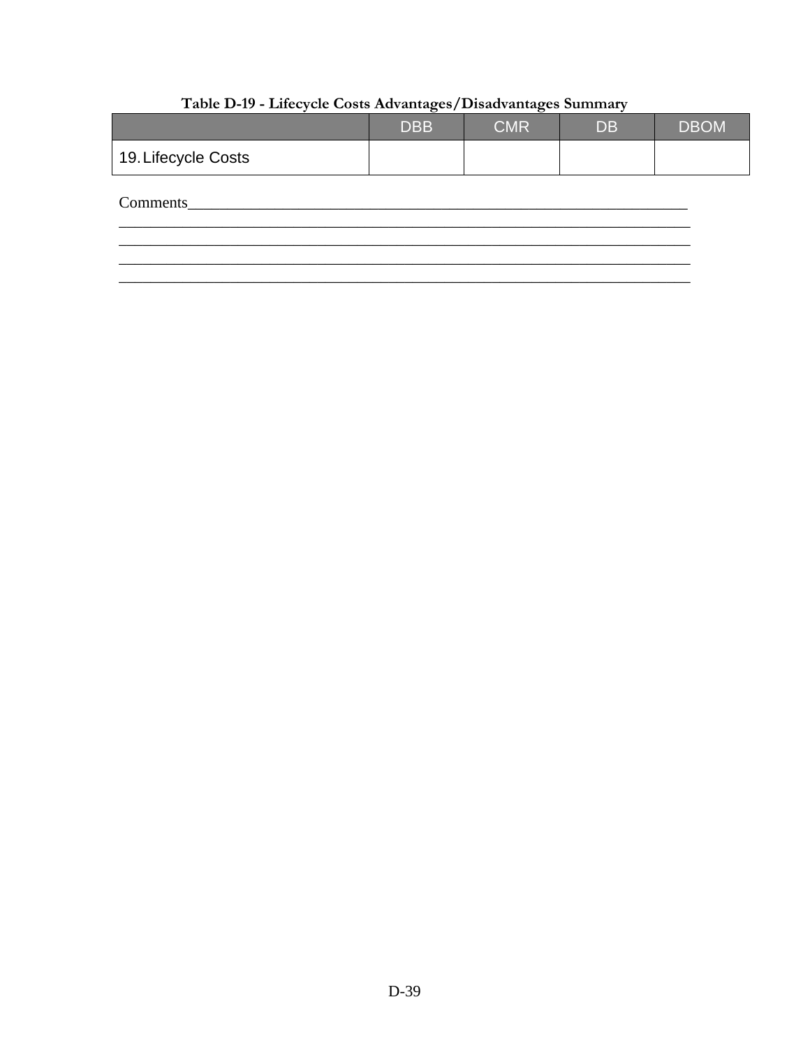**Table D-19 - Lifecycle Costs Advantages/Disadvantages Summary**

| | DBB | CMR | DB | DBOM |
|---|---|---|---|---|
| 19. Lifecycle Costs | | | | |

Comments_____________________________________________________________________
_____________________________________________________________________________
_____________________________________________________________________________
_____________________________________________________________________________
_____________________________________________________________________________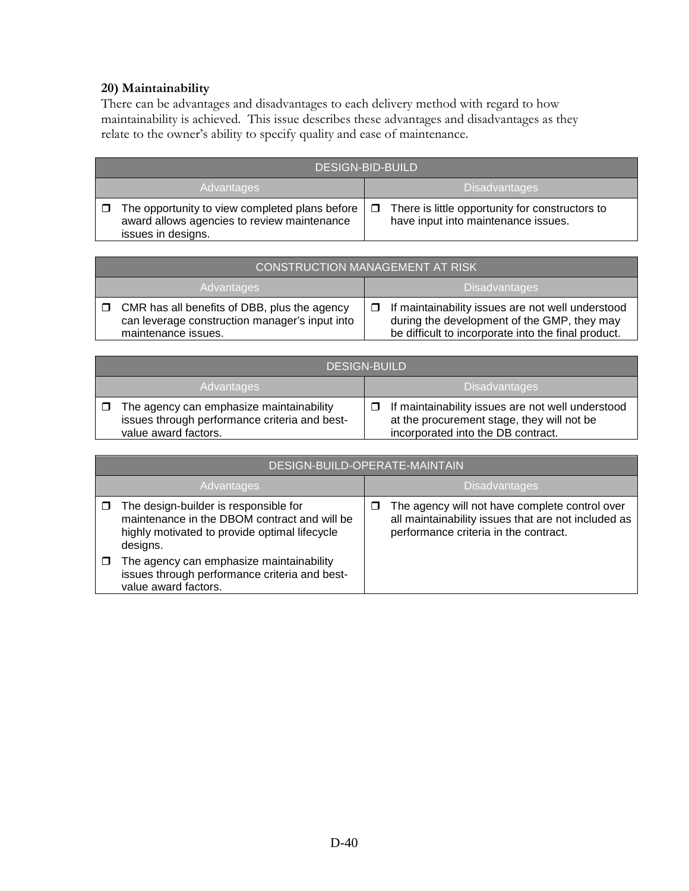### 20) Maintainability

There can be advantages and disadvantages to each delivery method with regard to how maintainability is achieved. This issue describes these advantages and disadvantages as they relate to the owner's ability to specify quality and ease of maintenance.

| DESIGN-BID-BUILD | |
|---|---|
| **Advantages** | **Disadvantages** |
| ❒ The opportunity to view completed plans before award allows agencies to review maintenance issues in designs. | ❒ There is little opportunity for constructors to have input into maintenance issues. |

| CONSTRUCTION MANAGEMENT AT RISK | |
|---|---|
| **Advantages** | **Disadvantages** |
| ❒ CMR has all benefits of DBB, plus the agency can leverage construction manager's input into maintenance issues. | ❒ If maintainability issues are not well understood during the development of the GMP, they may be difficult to incorporate into the final product. |

| DESIGN-BUILD | |
|---|---|
| **Advantages** | **Disadvantages** |
| ❒ The agency can emphasize maintainability issues through performance criteria and best-value award factors. | ❒ If maintainability issues are not well understood at the procurement stage, they will not be incorporated into the DB contract. |

| DESIGN-BUILD-OPERATE-MAINTAIN | |
|---|---|
| **Advantages** | **Disadvantages** |
| ❒ The design-builder is responsible for maintenance in the DBOM contract and will be highly motivated to provide optimal lifecycle designs.<br>❒ The agency can emphasize maintainability issues through performance criteria and best-value award factors. | ❒ The agency will not have complete control over all maintainability issues that are not included as performance criteria in the contract. |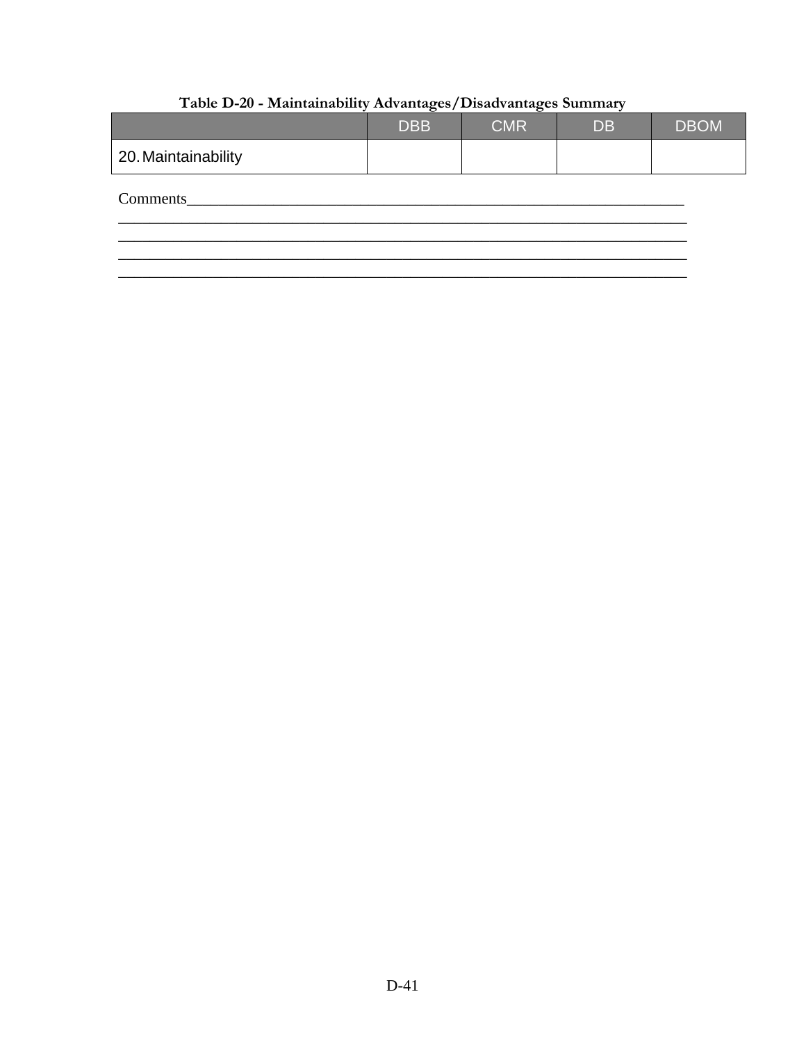**Table D-20 - Maintainability Advantages/Disadvantages Summary**

| | DBB | CMR | DB | DBOM |
|---|---|---|---|---|
| 20. Maintainability | | | | |

Comments_______________________________________________________________________
_____________________________________________________________________________
_____________________________________________________________________________
_____________________________________________________________________________
_____________________________________________________________________________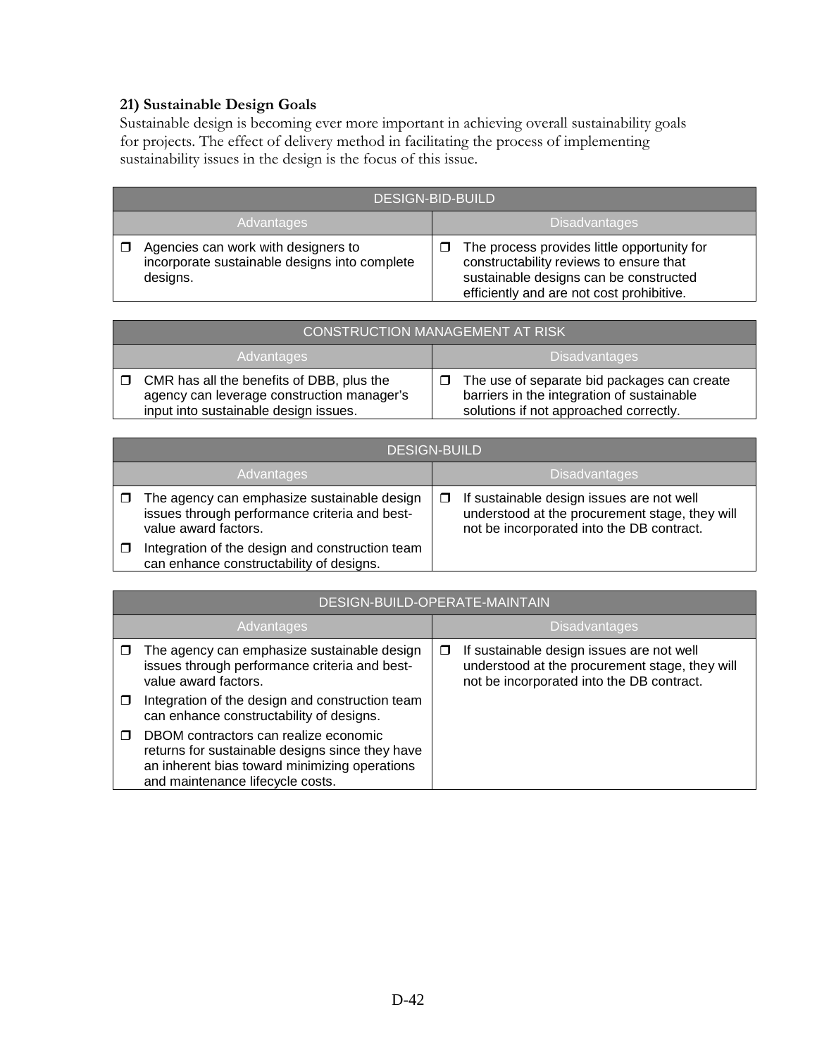### 21) Sustainable Design Goals

Sustainable design is becoming ever more important in achieving overall sustainability goals for projects. The effect of delivery method in facilitating the process of implementing sustainability issues in the design is the focus of this issue.

| DESIGN-BID-BUILD | |
|---|---|
| Advantages | Disadvantages |
| ❒ Agencies can work with designers to incorporate sustainable designs into complete designs. | ❒ The process provides little opportunity for constructability reviews to ensure that sustainable designs can be constructed efficiently and are not cost prohibitive. |

| CONSTRUCTION MANAGEMENT AT RISK | |
|---|---|
| Advantages | Disadvantages |
| ❒ CMR has all the benefits of DBB, plus the agency can leverage construction manager's input into sustainable design issues. | ❒ The use of separate bid packages can create barriers in the integration of sustainable solutions if not approached correctly. |

| DESIGN-BUILD | |
|---|---|
| Advantages | Disadvantages |
| ❒ The agency can emphasize sustainable design issues through performance criteria and best-value award factors.<br>❒ Integration of the design and construction team can enhance constructability of designs. | ❒ If sustainable design issues are not well understood at the procurement stage, they will not be incorporated into the DB contract. |

| DESIGN-BUILD-OPERATE-MAINTAIN | |
|---|---|
| Advantages | Disadvantages |
| ❒ The agency can emphasize sustainable design issues through performance criteria and best-value award factors.<br>❒ Integration of the design and construction team can enhance constructability of designs.<br>❒ DBOM contractors can realize economic returns for sustainable designs since they have an inherent bias toward minimizing operations and maintenance lifecycle costs. | ❒ If sustainable design issues are not well understood at the procurement stage, they will not be incorporated into the DB contract. |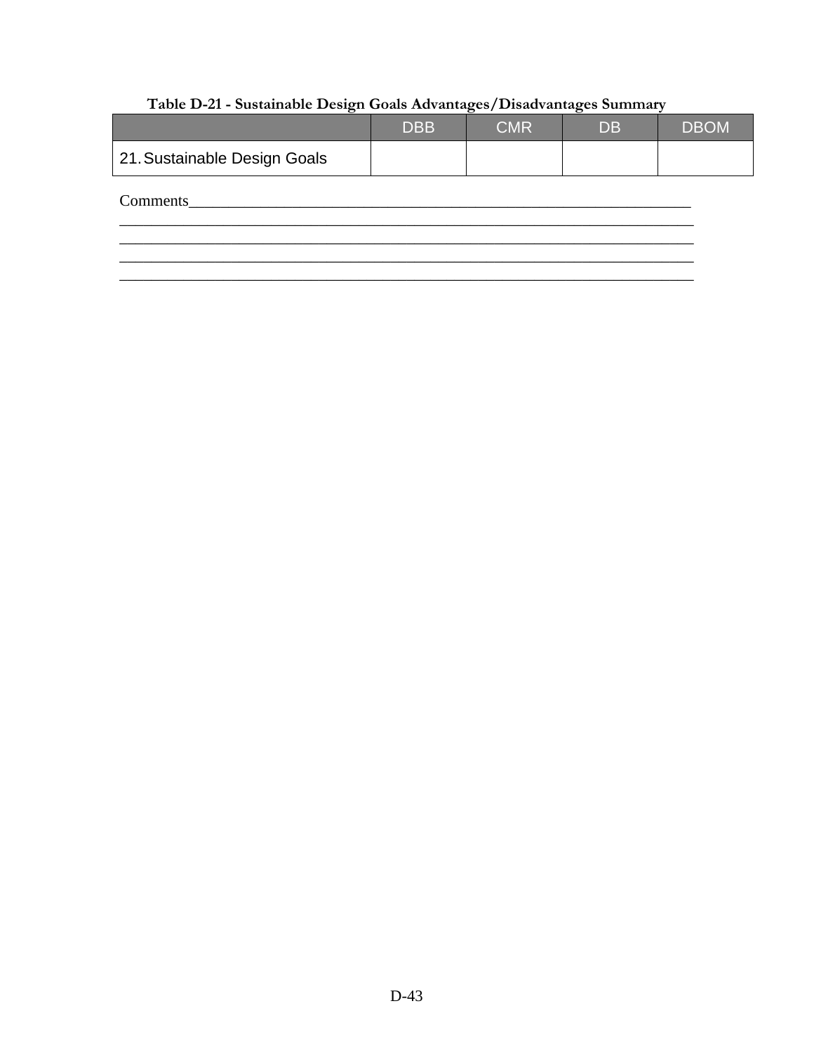**Table D-21 - Sustainable Design Goals Advantages/Disadvantages Summary**

| | DBB | CMR | DB | DBOM |
|---|---|---|---|---|
| 21. Sustainable Design Goals | | | | |

Comments_______________________________________________________________________
_____________________________________________________________________________
_____________________________________________________________________________
_____________________________________________________________________________
_____________________________________________________________________________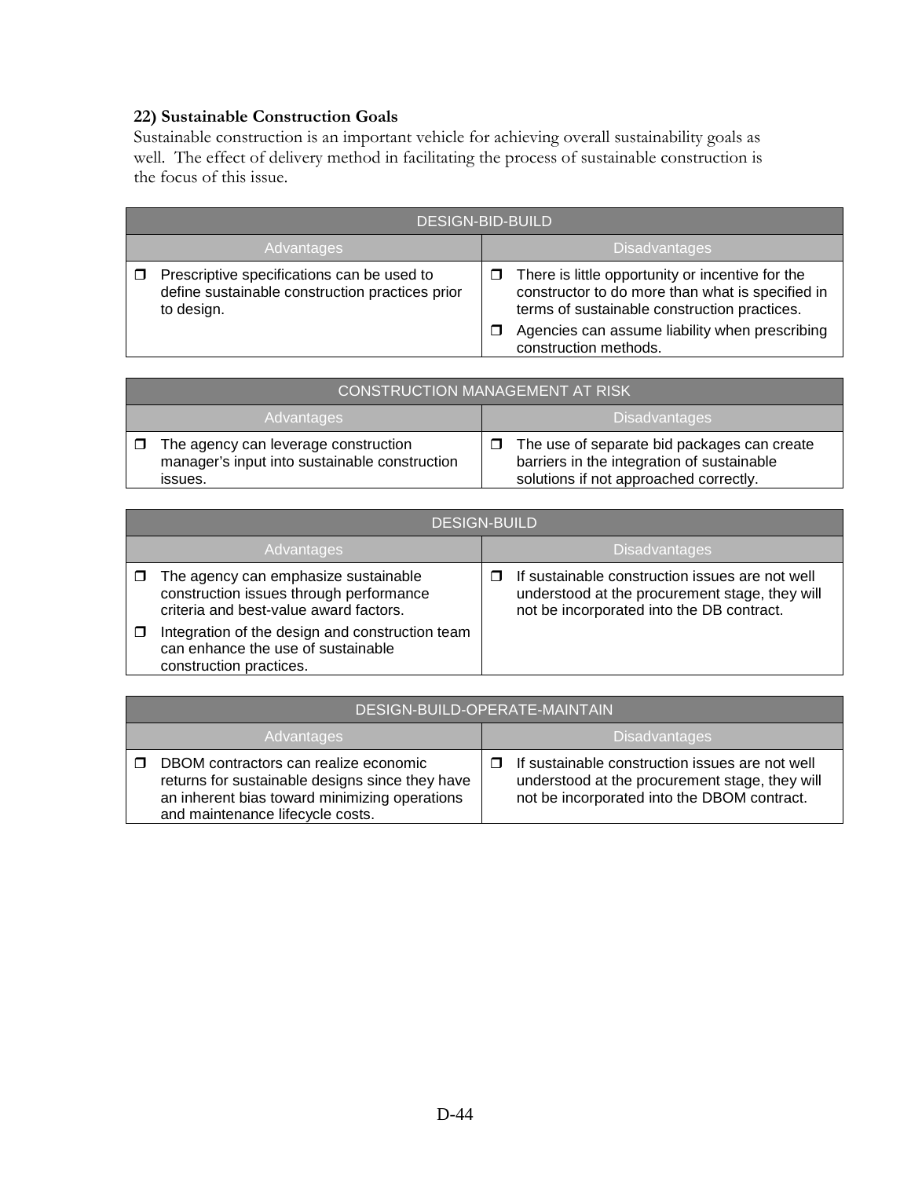### 22) Sustainable Construction Goals

Sustainable construction is an important vehicle for achieving overall sustainability goals as well. The effect of delivery method in facilitating the process of sustainable construction is the focus of this issue.

| DESIGN-BID-BUILD | |
|---|---|
| **Advantages** | **Disadvantages** |
| ❒ Prescriptive specifications can be used to define sustainable construction practices prior to design. | ❒ There is little opportunity or incentive for the constructor to do more than what is specified in terms of sustainable construction practices.<br>❒ Agencies can assume liability when prescribing construction methods. |

| CONSTRUCTION MANAGEMENT AT RISK | |
|---|---|
| **Advantages** | **Disadvantages** |
| ❒ The agency can leverage construction manager's input into sustainable construction issues. | ❒ The use of separate bid packages can create barriers in the integration of sustainable solutions if not approached correctly. |

| DESIGN-BUILD | |
|---|---|
| **Advantages** | **Disadvantages** |
| ❒ The agency can emphasize sustainable construction issues through performance criteria and best-value award factors.<br>❒ Integration of the design and construction team can enhance the use of sustainable construction practices. | ❒ If sustainable construction issues are not well understood at the procurement stage, they will not be incorporated into the DB contract. |

| DESIGN-BUILD-OPERATE-MAINTAIN | |
|---|---|
| **Advantages** | **Disadvantages** |
| ❒ DBOM contractors can realize economic returns for sustainable designs since they have an inherent bias toward minimizing operations and maintenance lifecycle costs. | ❒ If sustainable construction issues are not well understood at the procurement stage, they will not be incorporated into the DBOM contract. |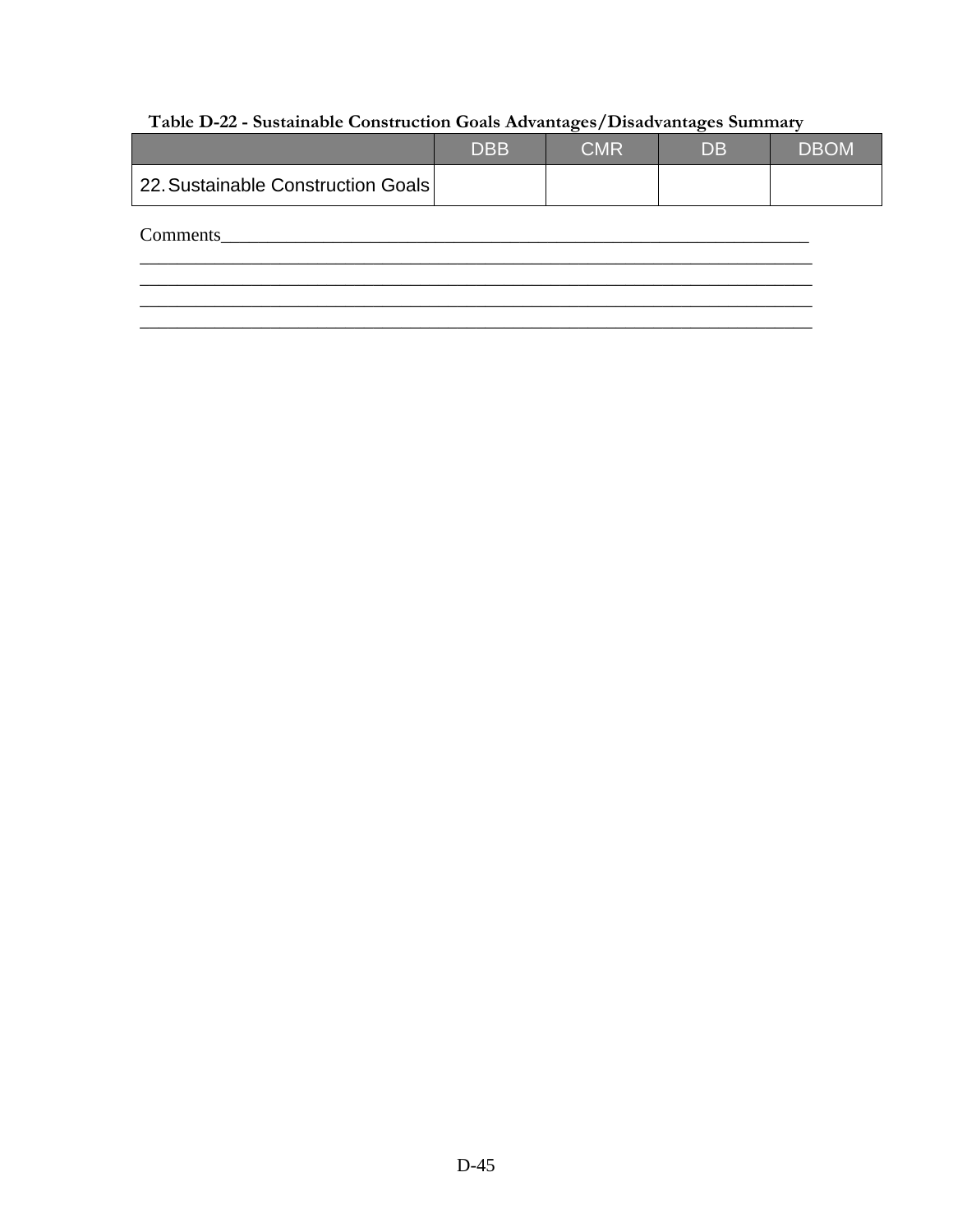**Table D-22 - Sustainable Construction Goals Advantages/Disadvantages Summary**

| | DBB | CMR | DB | DBOM |
|---|---|---|---|---|
| 22. Sustainable Construction Goals | | | | |

Comments_______________________________________________________________________
___________________________________________________________________________
___________________________________________________________________________
___________________________________________________________________________
___________________________________________________________________________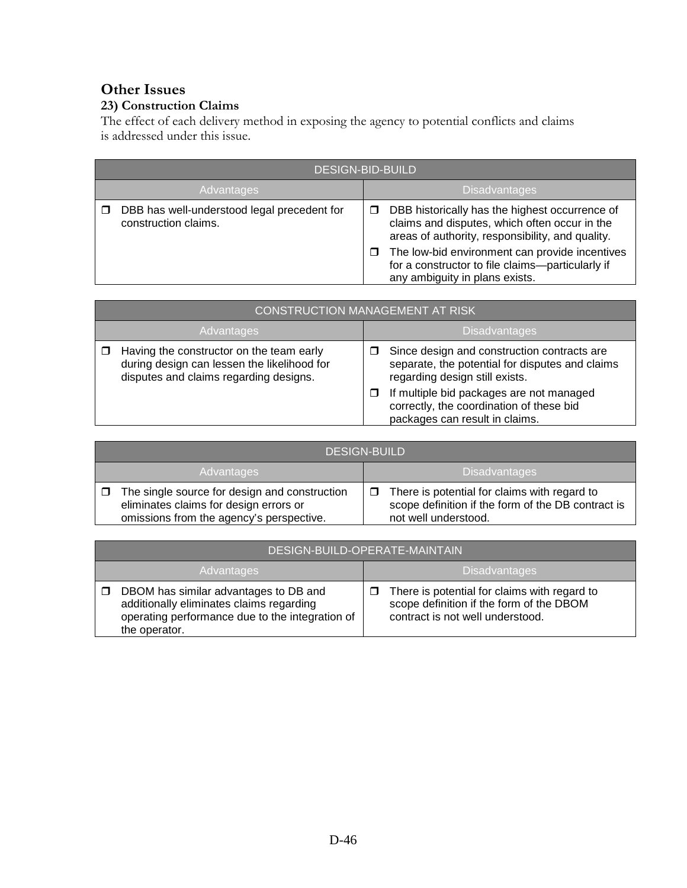## Other Issues

### 23) Construction Claims

The effect of each delivery method in exposing the agency to potential conflicts and claims is addressed under this issue.

| DESIGN-BID-BUILD | |
|---|---|
| **Advantages** | **Disadvantages** |
| ❒ DBB has well-understood legal precedent for construction claims. | ❒ DBB historically has the highest occurrence of claims and disputes, which often occur in the areas of authority, responsibility, and quality.<br>❒ The low-bid environment can provide incentives for a constructor to file claims—particularly if any ambiguity in plans exists. |

| CONSTRUCTION MANAGEMENT AT RISK | |
|---|---|
| **Advantages** | **Disadvantages** |
| ❒ Having the constructor on the team early during design can lessen the likelihood for disputes and claims regarding designs. | ❒ Since design and construction contracts are separate, the potential for disputes and claims regarding design still exists.<br>❒ If multiple bid packages are not managed correctly, the coordination of these bid packages can result in claims. |

| DESIGN-BUILD | |
|---|---|
| **Advantages** | **Disadvantages** |
| ❒ The single source for design and construction eliminates claims for design errors or omissions from the agency's perspective. | ❒ There is potential for claims with regard to scope definition if the form of the DB contract is not well understood. |

| DESIGN-BUILD-OPERATE-MAINTAIN | |
|---|---|
| **Advantages** | **Disadvantages** |
| ❒ DBOM has similar advantages to DB and additionally eliminates claims regarding operating performance due to the integration of the operator. | ❒ There is potential for claims with regard to scope definition if the form of the DBOM contract is not well understood. |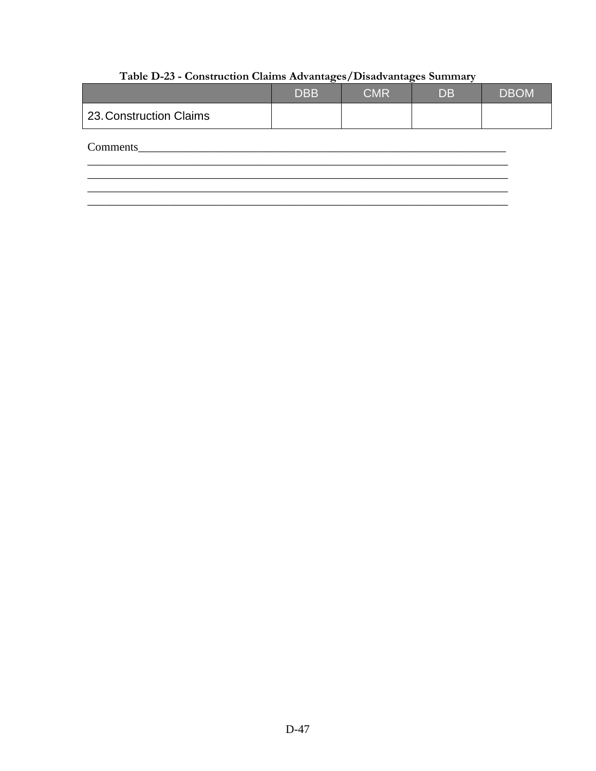**Table D-23 - Construction Claims Advantages/Disadvantages Summary**

| | DBB | CMR | DB | DBOM |
|---|---|---|---|---|
| 23. Construction Claims | | | | |

Comments___________________________________________________________________
_________________________________________________________________________
_________________________________________________________________________
_________________________________________________________________________
_________________________________________________________________________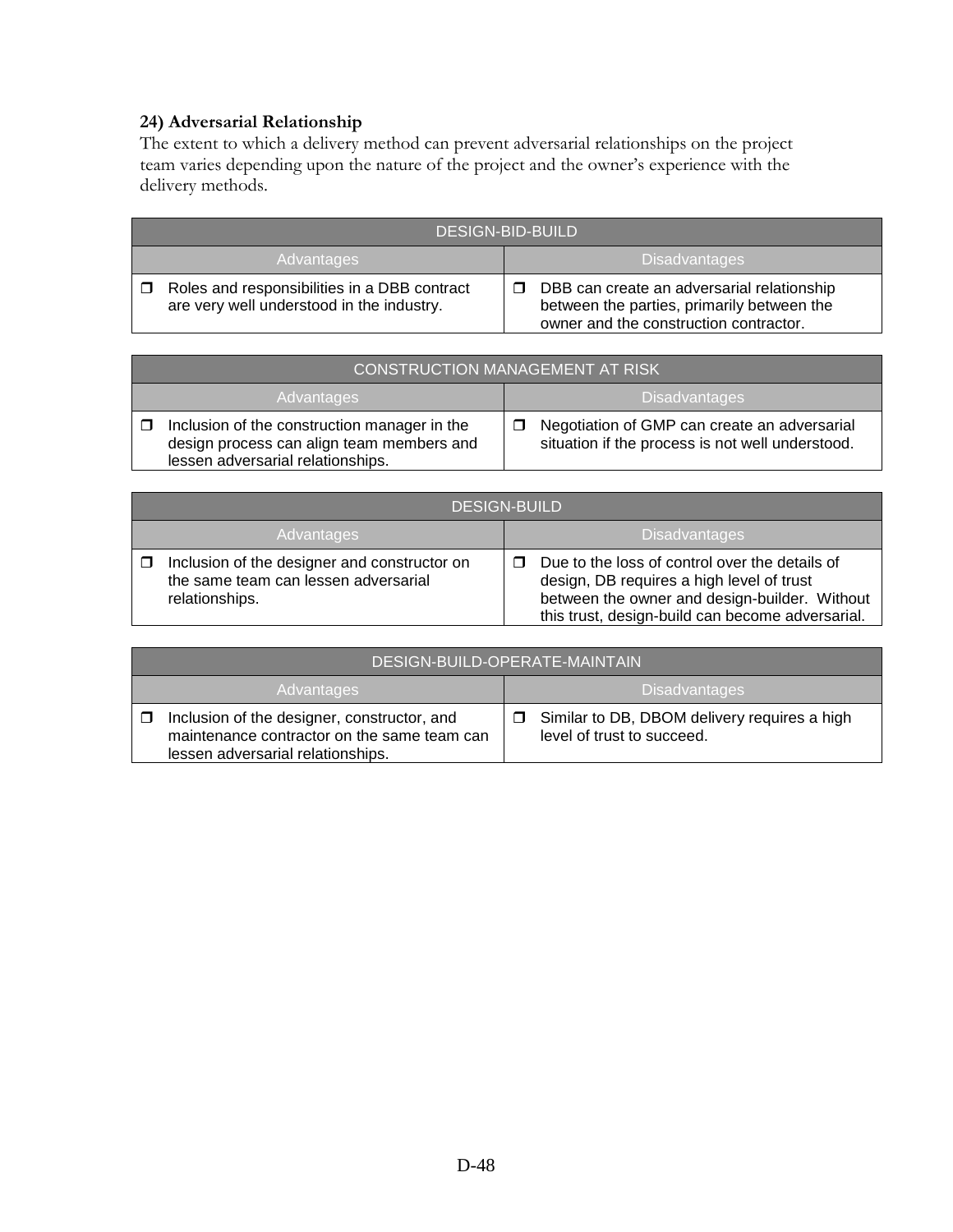### 24) Adversarial Relationship

The extent to which a delivery method can prevent adversarial relationships on the project team varies depending upon the nature of the project and the owner's experience with the delivery methods.

| DESIGN-BID-BUILD | |
|---|---|
| **Advantages** | **Disadvantages** |
| ❒ Roles and responsibilities in a DBB contract are very well understood in the industry. | ❒ DBB can create an adversarial relationship between the parties, primarily between the owner and the construction contractor. |

| CONSTRUCTION MANAGEMENT AT RISK | |
|---|---|
| **Advantages** | **Disadvantages** |
| ❒ Inclusion of the construction manager in the design process can align team members and lessen adversarial relationships. | ❒ Negotiation of GMP can create an adversarial situation if the process is not well understood. |

| DESIGN-BUILD | |
|---|---|
| **Advantages** | **Disadvantages** |
| ❒ Inclusion of the designer and constructor on the same team can lessen adversarial relationships. | ❒ Due to the loss of control over the details of design, DB requires a high level of trust between the owner and design-builder. Without this trust, design-build can become adversarial. |

| DESIGN-BUILD-OPERATE-MAINTAIN | |
|---|---|
| **Advantages** | **Disadvantages** |
| ❒ Inclusion of the designer, constructor, and maintenance contractor on the same team can lessen adversarial relationships. | ❒ Similar to DB, DBOM delivery requires a high level of trust to succeed. |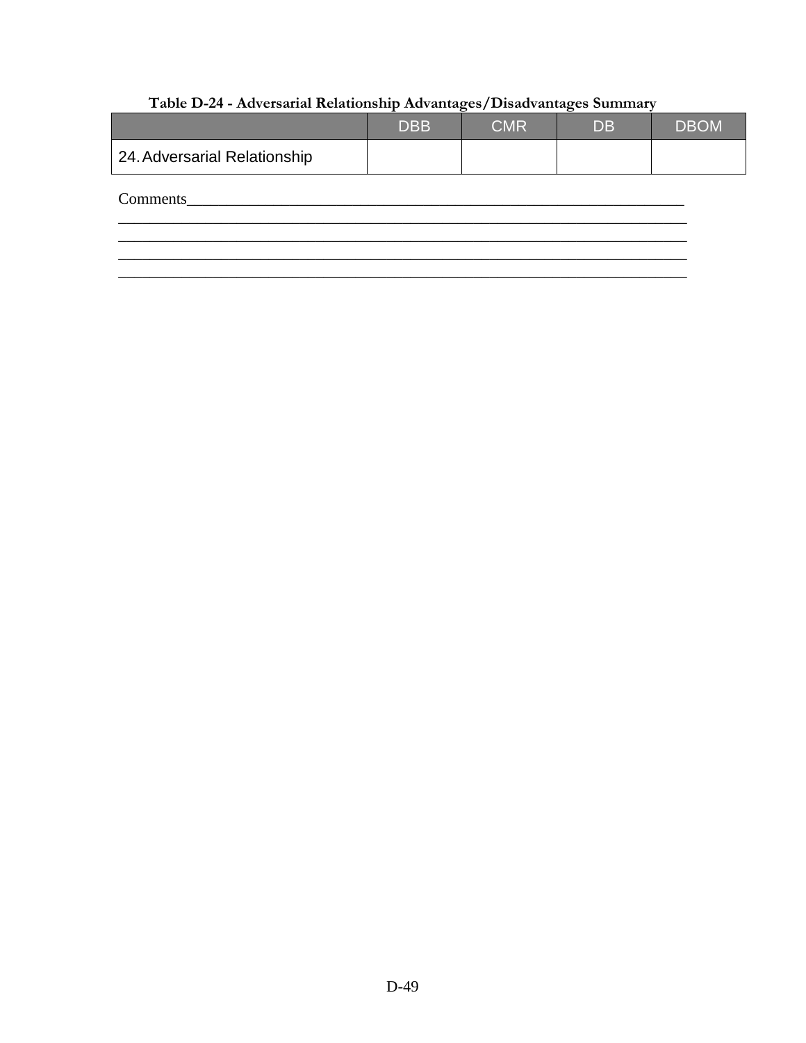**Table D-24 - Adversarial Relationship Advantages/Disadvantages Summary**

| | DBB | CMR | DB | DBOM |
|---|---|---|---|---|
| 24. Adversarial Relationship | | | | |

Comments___________________________________________________________________
_________________________________________________________________________
_________________________________________________________________________
_________________________________________________________________________
_________________________________________________________________________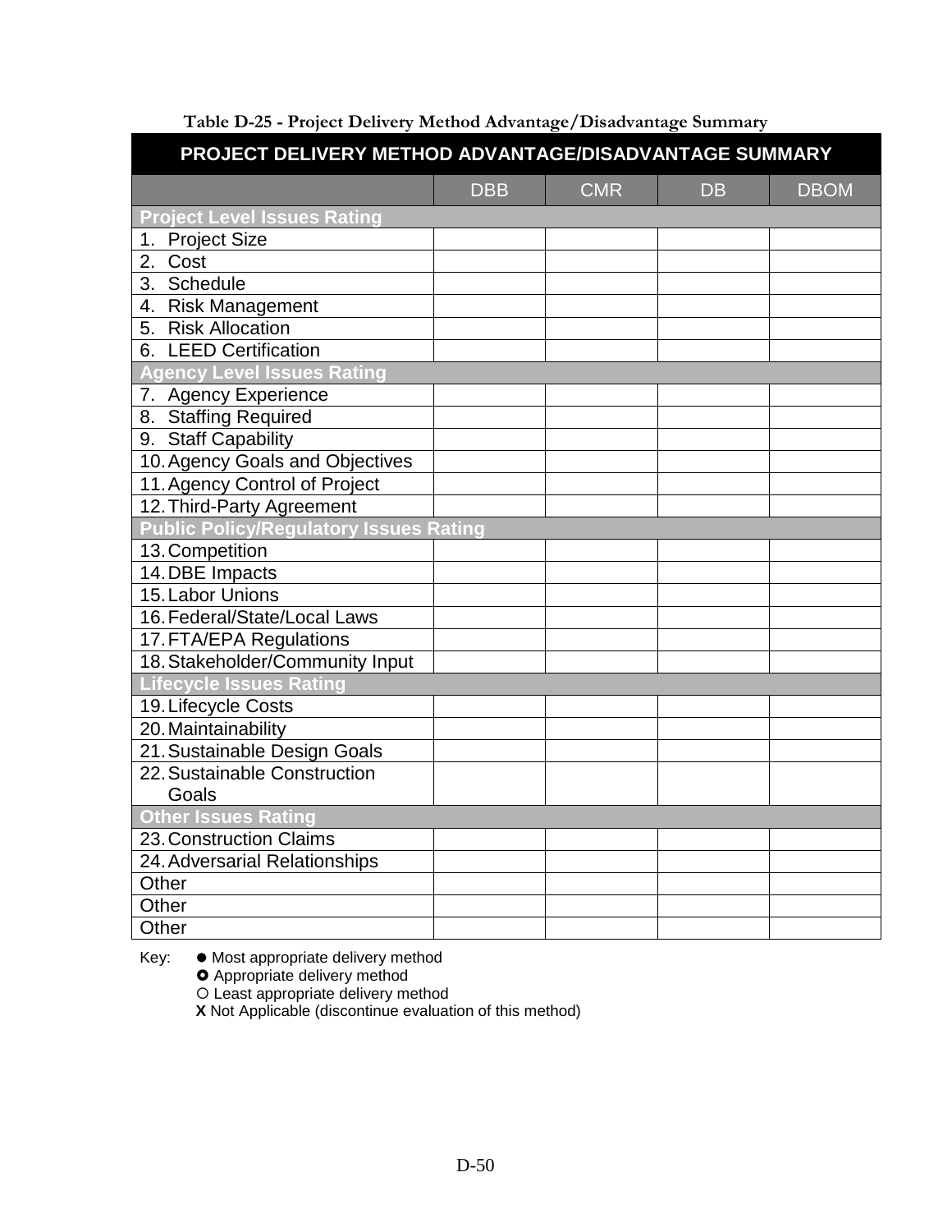**Table D-25 - Project Delivery Method Advantage/Disadvantage Summary**

| PROJECT DELIVERY METHOD ADVANTAGE/DISADVANTAGE SUMMARY | | | | |
|---|---|---|---|---|
| | DBB | CMR | DB | DBOM |
| **Project Level Issues Rating** | | | | |
| 1. Project Size | | | | |
| 2. Cost | | | | |
| 3. Schedule | | | | |
| 4. Risk Management | | | | |
| 5. Risk Allocation | | | | |
| 6. LEED Certification | | | | |
| **Agency Level Issues Rating** | | | | |
| 7. Agency Experience | | | | |
| 8. Staffing Required | | | | |
| 9. Staff Capability | | | | |
| 10. Agency Goals and Objectives | | | | |
| 11. Agency Control of Project | | | | |
| 12. Third-Party Agreement | | | | |
| **Public Policy/Regulatory Issues Rating** | | | | |
| 13. Competition | | | | |
| 14. DBE Impacts | | | | |
| 15. Labor Unions | | | | |
| 16. Federal/State/Local Laws | | | | |
| 17. FTA/EPA Regulations | | | | |
| 18. Stakeholder/Community Input | | | | |
| **Lifecycle Issues Rating** | | | | |
| 19. Lifecycle Costs | | | | |
| 20. Maintainability | | | | |
| 21. Sustainable Design Goals | | | | |
| 22. Sustainable Construction Goals | | | | |
| **Other Issues Rating** | | | | |
| 23. Construction Claims | | | | |
| 24. Adversarial Relationships | | | | |
| Other | | | | |
| Other | | | | |
| Other | | | | |

Key:
- ● Most appropriate delivery method
- ✪ Appropriate delivery method
- ○ Least appropriate delivery method
- **X** Not Applicable (discontinue evaluation of this method)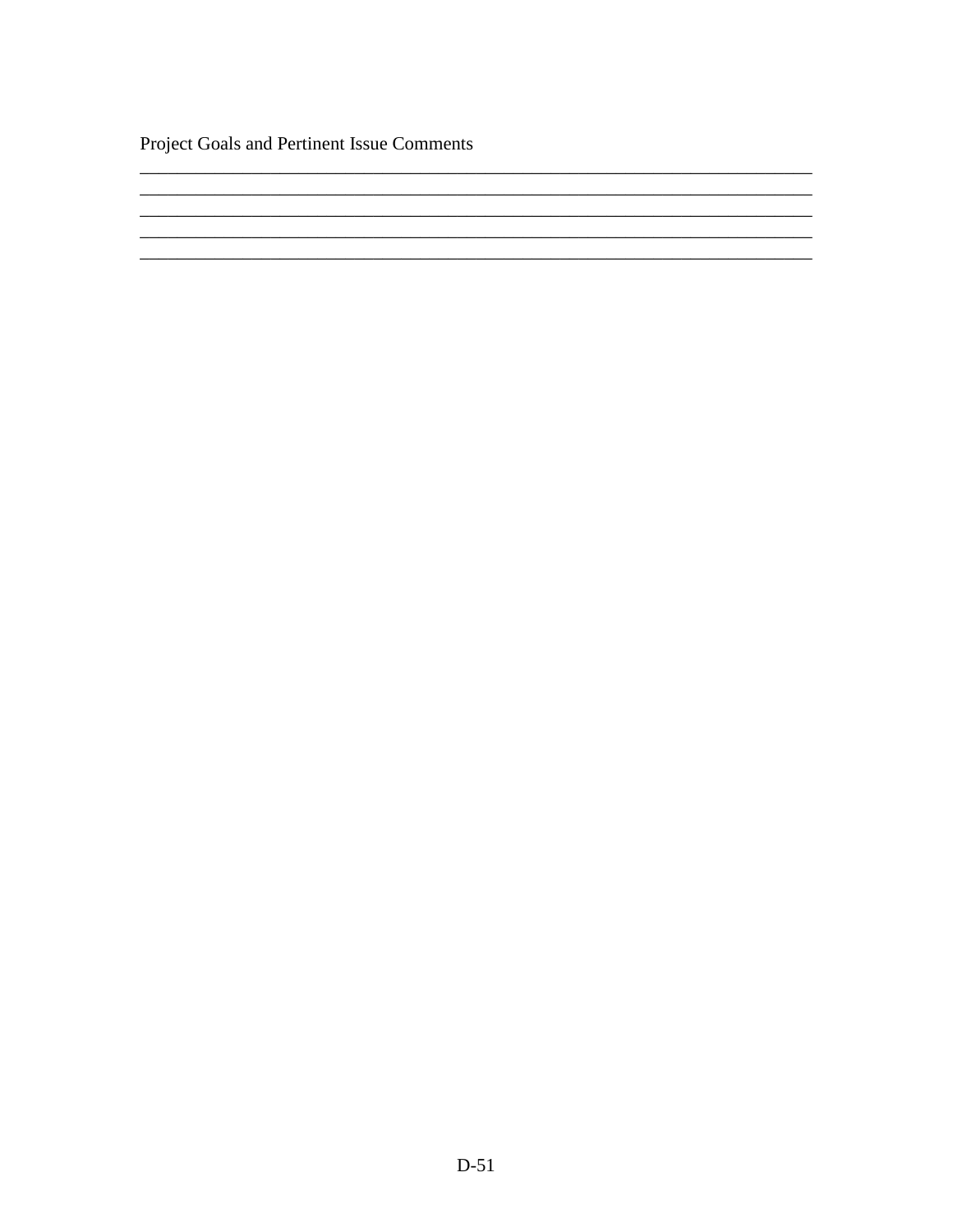Project Goals and Pertinent Issue Comments

\_\_\_\_\_\_\_\_\_\_\_\_\_\_\_\_\_\_\_\_\_\_\_\_\_\_\_\_\_\_\_\_\_\_\_\_\_\_\_\_\_\_\_\_\_\_\_\_\_\_\_\_\_\_\_\_\_\_\_\_\_\_\_\_\_\_\_\_\_\_\_\_\_\_\_\_
\_\_\_\_\_\_\_\_\_\_\_\_\_\_\_\_\_\_\_\_\_\_\_\_\_\_\_\_\_\_\_\_\_\_\_\_\_\_\_\_\_\_\_\_\_\_\_\_\_\_\_\_\_\_\_\_\_\_\_\_\_\_\_\_\_\_\_\_\_\_\_\_\_\_\_\_
\_\_\_\_\_\_\_\_\_\_\_\_\_\_\_\_\_\_\_\_\_\_\_\_\_\_\_\_\_\_\_\_\_\_\_\_\_\_\_\_\_\_\_\_\_\_\_\_\_\_\_\_\_\_\_\_\_\_\_\_\_\_\_\_\_\_\_\_\_\_\_\_\_\_\_\_
\_\_\_\_\_\_\_\_\_\_\_\_\_\_\_\_\_\_\_\_\_\_\_\_\_\_\_\_\_\_\_\_\_\_\_\_\_\_\_\_\_\_\_\_\_\_\_\_\_\_\_\_\_\_\_\_\_\_\_\_\_\_\_\_\_\_\_\_\_\_\_\_\_\_\_\_
\_\_\_\_\_\_\_\_\_\_\_\_\_\_\_\_\_\_\_\_\_\_\_\_\_\_\_\_\_\_\_\_\_\_\_\_\_\_\_\_\_\_\_\_\_\_\_\_\_\_\_\_\_\_\_\_\_\_\_\_\_\_\_\_\_\_\_\_\_\_\_\_\_\_\_\_